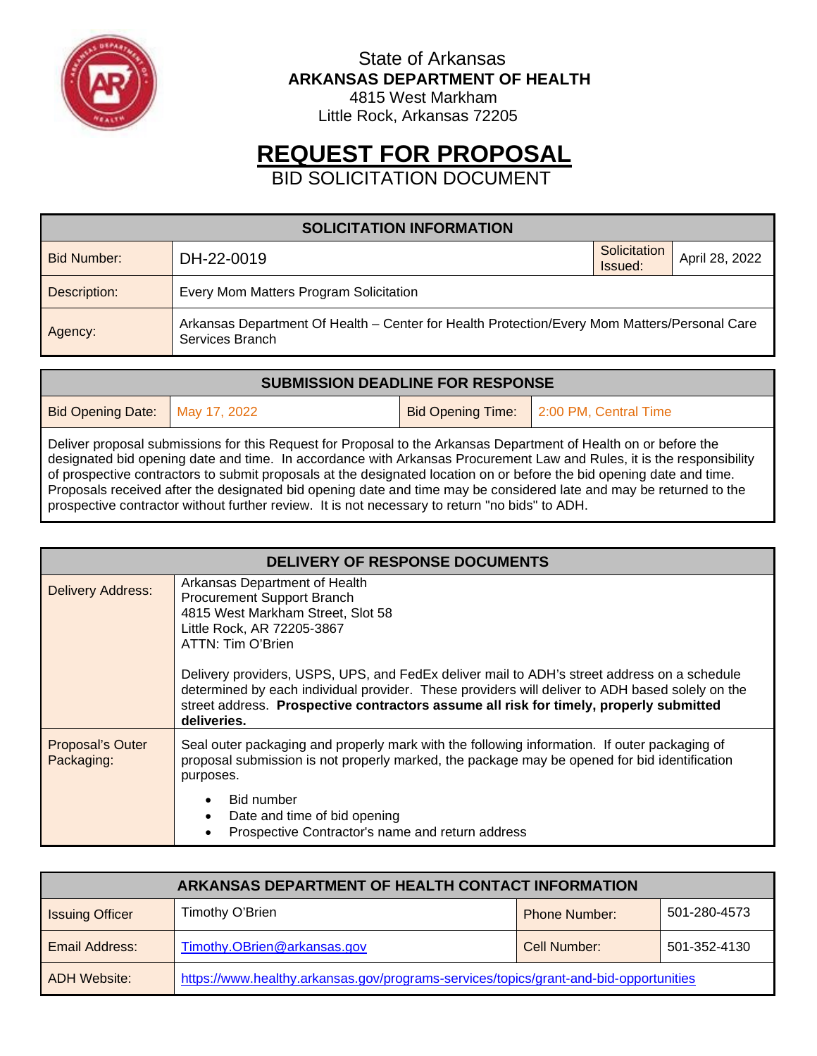State of Arkansas
**ARKANSAS DEPARTMENT OF HEALTH**
4815 West Markham
Little Rock, Arkansas 72205

# REQUEST FOR PROPOSAL

BID SOLICITATION DOCUMENT

| SOLICITATION INFORMATION | | | |
|---|---|---|---|
| Bid Number: | DH-22-0019 | Solicitation Issued: | April 28, 2022 |
| Description: | Every Mom Matters Program Solicitation | | |
| Agency: | Arkansas Department Of Health – Center for Health Protection/Every Mom Matters/Personal Care Services Branch | | |

| SUBMISSION DEADLINE FOR RESPONSE | | | |
|---|---|---|---|
| Bid Opening Date: | May 17, 2022 | Bid Opening Time: | 2:00 PM, Central Time |

Deliver proposal submissions for this Request for Proposal to the Arkansas Department of Health on or before the designated bid opening date and time. In accordance with Arkansas Procurement Law and Rules, it is the responsibility of prospective contractors to submit proposals at the designated location on or before the bid opening date and time. Proposals received after the designated bid opening date and time may be considered late and may be returned to the prospective contractor without further review. It is not necessary to return "no bids" to ADH.

| DELIVERY OF RESPONSE DOCUMENTS | |
|---|---|
| Delivery Address: | Arkansas Department of Health<br>Procurement Support Branch<br>4815 West Markham Street, Slot 58<br>Little Rock, AR 72205-3867<br>ATTN: Tim O'Brien<br><br>Delivery providers, USPS, UPS, and FedEx deliver mail to ADH's street address on a schedule determined by each individual provider. These providers will deliver to ADH based solely on the street address. **Prospective contractors assume all risk for timely, properly submitted deliveries.** |
| Proposal's Outer Packaging: | Seal outer packaging and properly mark with the following information. If outer packaging of proposal submission is not properly marked, the package may be opened for bid identification purposes.<br>• Bid number<br>• Date and time of bid opening<br>• Prospective Contractor's name and return address |

| ARKANSAS DEPARTMENT OF HEALTH CONTACT INFORMATION | | | |
|---|---|---|---|
| Issuing Officer | Timothy O'Brien | Phone Number: | 501-280-4573 |
| Email Address: | Timothy.OBrien@arkansas.gov | Cell Number: | 501-352-4130 |
| ADH Website: | https://www.healthy.arkansas.gov/programs-services/topics/grant-and-bid-opportunities | | |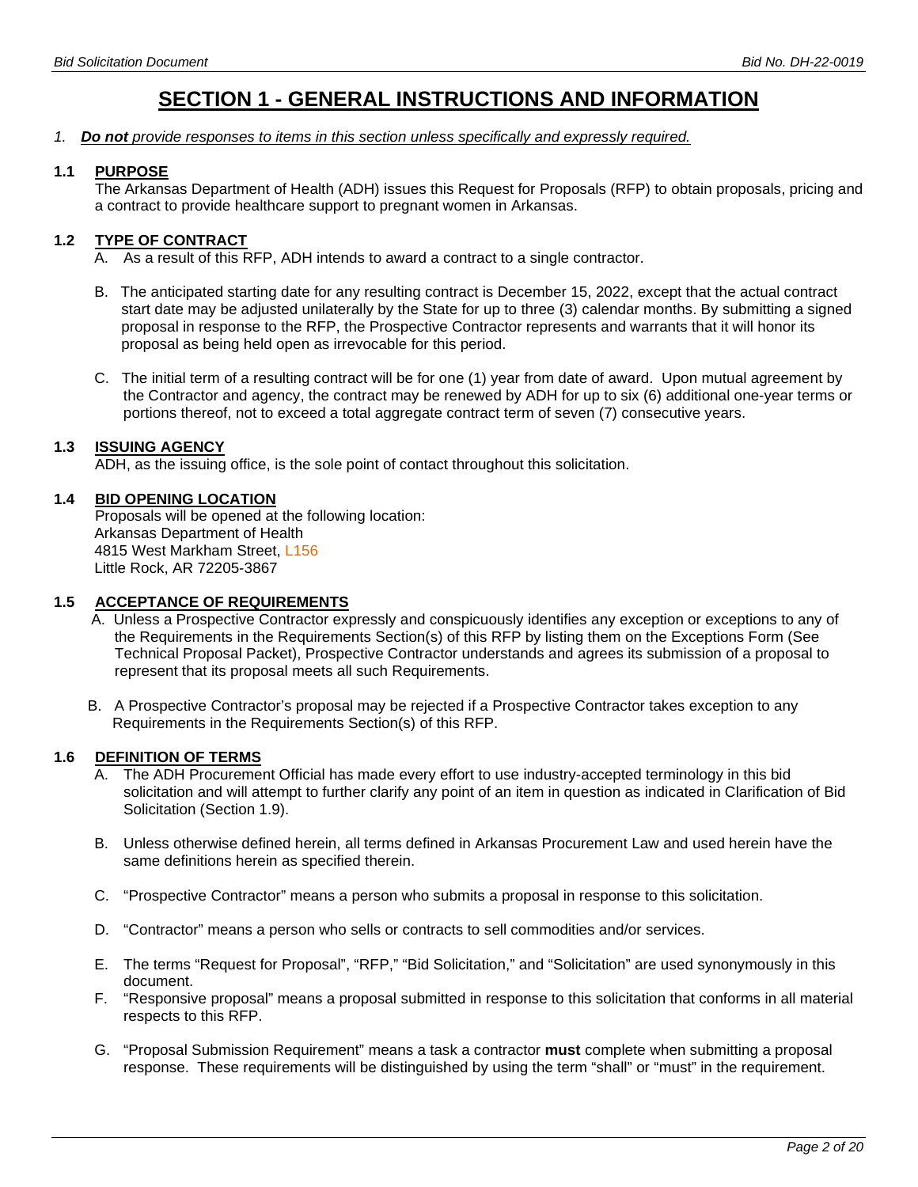# SECTION 1 - GENERAL INSTRUCTIONS AND INFORMATION

*1. **Do not** provide responses to items in this section unless specifically and expressly required.*

### 1.1 PURPOSE

The Arkansas Department of Health (ADH) issues this Request for Proposals (RFP) to obtain proposals, pricing and a contract to provide healthcare support to pregnant women in Arkansas.

### 1.2 TYPE OF CONTRACT

A. As a result of this RFP, ADH intends to award a contract to a single contractor.

B. The anticipated starting date for any resulting contract is December 15, 2022, except that the actual contract start date may be adjusted unilaterally by the State for up to three (3) calendar months. By submitting a signed proposal in response to the RFP, the Prospective Contractor represents and warrants that it will honor its proposal as being held open as irrevocable for this period.

C. The initial term of a resulting contract will be for one (1) year from date of award. Upon mutual agreement by the Contractor and agency, the contract may be renewed by ADH for up to six (6) additional one-year terms or portions thereof, not to exceed a total aggregate contract term of seven (7) consecutive years.

### 1.3 ISSUING AGENCY

ADH, as the issuing office, is the sole point of contact throughout this solicitation.

### 1.4 BID OPENING LOCATION

Proposals will be opened at the following location:
Arkansas Department of Health
4815 West Markham Street, L156
Little Rock, AR 72205-3867

### 1.5 ACCEPTANCE OF REQUIREMENTS

A. Unless a Prospective Contractor expressly and conspicuously identifies any exception or exceptions to any of the Requirements in the Requirements Section(s) of this RFP by listing them on the Exceptions Form (See Technical Proposal Packet), Prospective Contractor understands and agrees its submission of a proposal to represent that its proposal meets all such Requirements.

B. A Prospective Contractor's proposal may be rejected if a Prospective Contractor takes exception to any Requirements in the Requirements Section(s) of this RFP.

### 1.6 DEFINITION OF TERMS

A. The ADH Procurement Official has made every effort to use industry-accepted terminology in this bid solicitation and will attempt to further clarify any point of an item in question as indicated in Clarification of Bid Solicitation (Section 1.9).

B. Unless otherwise defined herein, all terms defined in Arkansas Procurement Law and used herein have the same definitions herein as specified therein.

C. "Prospective Contractor" means a person who submits a proposal in response to this solicitation.

D. "Contractor" means a person who sells or contracts to sell commodities and/or services.

E. The terms "Request for Proposal", "RFP," "Bid Solicitation," and "Solicitation" are used synonymously in this document.

F. "Responsive proposal" means a proposal submitted in response to this solicitation that conforms in all material respects to this RFP.

G. "Proposal Submission Requirement" means a task a contractor **must** complete when submitting a proposal response. These requirements will be distinguished by using the term "shall" or "must" in the requirement.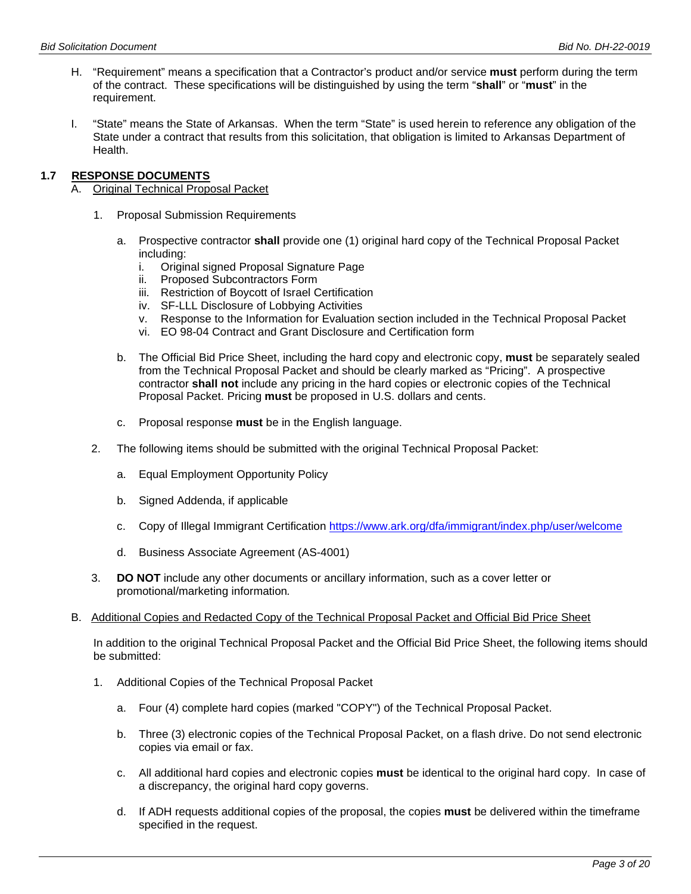H. "Requirement" means a specification that a Contractor's product and/or service **must** perform during the term of the contract. These specifications will be distinguished by using the term "**shall**" or "**must**" in the requirement.

I. "State" means the State of Arkansas. When the term "State" is used herein to reference any obligation of the State under a contract that results from this solicitation, that obligation is limited to Arkansas Department of Health.

## 1.7 RESPONSE DOCUMENTS

A. Original Technical Proposal Packet

1. Proposal Submission Requirements

   a. Prospective contractor **shall** provide one (1) original hard copy of the Technical Proposal Packet including:
      i. Original signed Proposal Signature Page
      ii. Proposed Subcontractors Form
      iii. Restriction of Boycott of Israel Certification
      iv. SF-LLL Disclosure of Lobbying Activities
      v. Response to the Information for Evaluation section included in the Technical Proposal Packet
      vi. EO 98-04 Contract and Grant Disclosure and Certification form

   b. The Official Bid Price Sheet, including the hard copy and electronic copy, **must** be separately sealed from the Technical Proposal Packet and should be clearly marked as "Pricing". A prospective contractor **shall not** include any pricing in the hard copies or electronic copies of the Technical Proposal Packet. Pricing **must** be proposed in U.S. dollars and cents.

   c. Proposal response **must** be in the English language.

2. The following items should be submitted with the original Technical Proposal Packet:

   a. Equal Employment Opportunity Policy

   b. Signed Addenda, if applicable

   c. Copy of Illegal Immigrant Certification https://www.ark.org/dfa/immigrant/index.php/user/welcome

   d. Business Associate Agreement (AS-4001)

3. **DO NOT** include any other documents or ancillary information, such as a cover letter or promotional/marketing information.

B. Additional Copies and Redacted Copy of the Technical Proposal Packet and Official Bid Price Sheet

In addition to the original Technical Proposal Packet and the Official Bid Price Sheet, the following items should be submitted:

1. Additional Copies of the Technical Proposal Packet

   a. Four (4) complete hard copies (marked "COPY") of the Technical Proposal Packet.

   b. Three (3) electronic copies of the Technical Proposal Packet, on a flash drive. Do not send electronic copies via email or fax.

   c. All additional hard copies and electronic copies **must** be identical to the original hard copy. In case of a discrepancy, the original hard copy governs.

   d. If ADH requests additional copies of the proposal, the copies **must** be delivered within the timeframe specified in the request.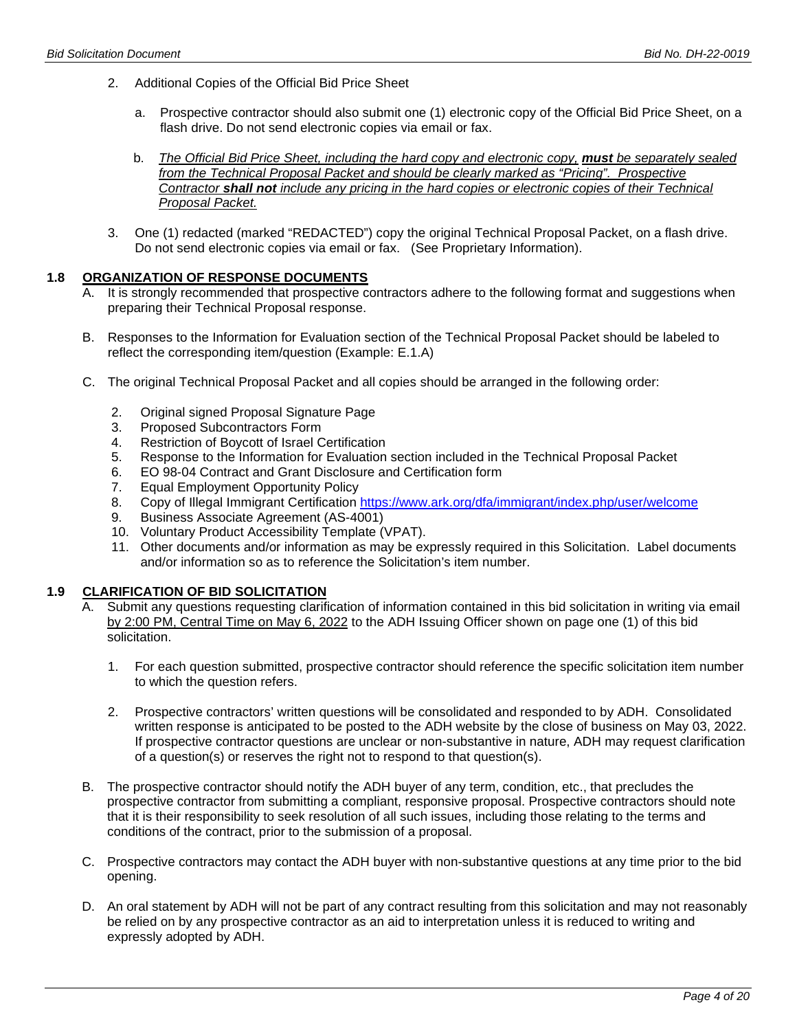2. Additional Copies of the Official Bid Price Sheet

   a. Prospective contractor should also submit one (1) electronic copy of the Official Bid Price Sheet, on a flash drive. Do not send electronic copies via email or fax.

   b. *The Official Bid Price Sheet, including the hard copy and electronic copy,* ***must*** *be separately sealed from the Technical Proposal Packet and should be clearly marked as "Pricing". Prospective Contractor* ***shall not*** *include any pricing in the hard copies or electronic copies of their Technical Proposal Packet.*

3. One (1) redacted (marked "REDACTED") copy the original Technical Proposal Packet, on a flash drive. Do not send electronic copies via email or fax. (See Proprietary Information).

### 1.8 ORGANIZATION OF RESPONSE DOCUMENTS

A. It is strongly recommended that prospective contractors adhere to the following format and suggestions when preparing their Technical Proposal response.

B. Responses to the Information for Evaluation section of the Technical Proposal Packet should be labeled to reflect the corresponding item/question (Example: E.1.A)

C. The original Technical Proposal Packet and all copies should be arranged in the following order:

2. Original signed Proposal Signature Page
3. Proposed Subcontractors Form
4. Restriction of Boycott of Israel Certification
5. Response to the Information for Evaluation section included in the Technical Proposal Packet
6. EO 98-04 Contract and Grant Disclosure and Certification form
7. Equal Employment Opportunity Policy
8. Copy of Illegal Immigrant Certification https://www.ark.org/dfa/immigrant/index.php/user/welcome
9. Business Associate Agreement (AS-4001)
10. Voluntary Product Accessibility Template (VPAT).
11. Other documents and/or information as may be expressly required in this Solicitation. Label documents and/or information so as to reference the Solicitation's item number.

### 1.9 CLARIFICATION OF BID SOLICITATION

A. Submit any questions requesting clarification of information contained in this bid solicitation in writing via email by 2:00 PM, Central Time on May 6, 2022 to the ADH Issuing Officer shown on page one (1) of this bid solicitation.

   1. For each question submitted, prospective contractor should reference the specific solicitation item number to which the question refers.

   2. Prospective contractors' written questions will be consolidated and responded to by ADH. Consolidated written response is anticipated to be posted to the ADH website by the close of business on May 03, 2022. If prospective contractor questions are unclear or non-substantive in nature, ADH may request clarification of a question(s) or reserves the right not to respond to that question(s).

B. The prospective contractor should notify the ADH buyer of any term, condition, etc., that precludes the prospective contractor from submitting a compliant, responsive proposal. Prospective contractors should note that it is their responsibility to seek resolution of all such issues, including those relating to the terms and conditions of the contract, prior to the submission of a proposal.

C. Prospective contractors may contact the ADH buyer with non-substantive questions at any time prior to the bid opening.

D. An oral statement by ADH will not be part of any contract resulting from this solicitation and may not reasonably be relied on by any prospective contractor as an aid to interpretation unless it is reduced to writing and expressly adopted by ADH.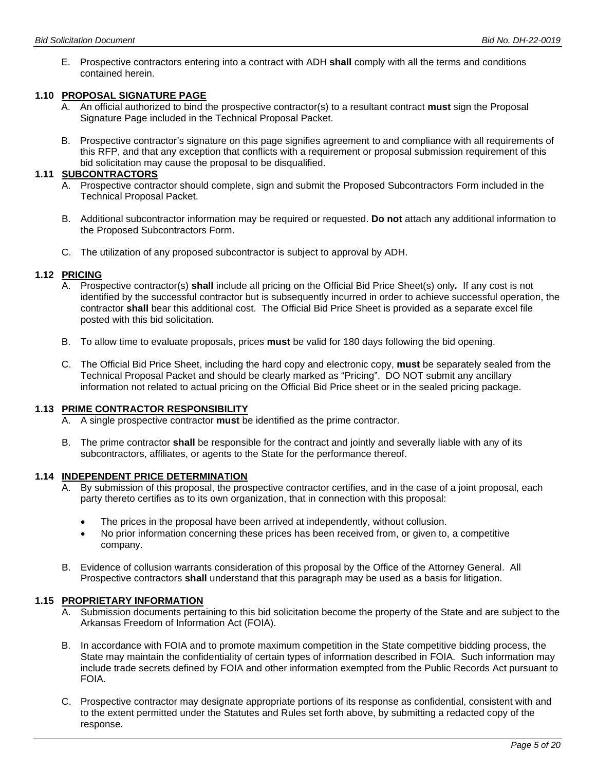E. Prospective contractors entering into a contract with ADH **shall** comply with all the terms and conditions contained herein.

### 1.10 PROPOSAL SIGNATURE PAGE

A. An official authorized to bind the prospective contractor(s) to a resultant contract **must** sign the Proposal Signature Page included in the Technical Proposal Packet.

B. Prospective contractor's signature on this page signifies agreement to and compliance with all requirements of this RFP, and that any exception that conflicts with a requirement or proposal submission requirement of this bid solicitation may cause the proposal to be disqualified.

### 1.11 SUBCONTRACTORS

A. Prospective contractor should complete, sign and submit the Proposed Subcontractors Form included in the Technical Proposal Packet.

B. Additional subcontractor information may be required or requested. **Do not** attach any additional information to the Proposed Subcontractors Form.

C. The utilization of any proposed subcontractor is subject to approval by ADH.

### 1.12 PRICING

A. Prospective contractor(s) **shall** include all pricing on the Official Bid Price Sheet(s) only. If any cost is not identified by the successful contractor but is subsequently incurred in order to achieve successful operation, the contractor **shall** bear this additional cost. The Official Bid Price Sheet is provided as a separate excel file posted with this bid solicitation.

B. To allow time to evaluate proposals, prices **must** be valid for 180 days following the bid opening.

C. The Official Bid Price Sheet, including the hard copy and electronic copy, **must** be separately sealed from the Technical Proposal Packet and should be clearly marked as "Pricing". DO NOT submit any ancillary information not related to actual pricing on the Official Bid Price sheet or in the sealed pricing package.

### 1.13 PRIME CONTRACTOR RESPONSIBILITY

A. A single prospective contractor **must** be identified as the prime contractor.

B. The prime contractor **shall** be responsible for the contract and jointly and severally liable with any of its subcontractors, affiliates, or agents to the State for the performance thereof.

### 1.14 INDEPENDENT PRICE DETERMINATION

A. By submission of this proposal, the prospective contractor certifies, and in the case of a joint proposal, each party thereto certifies as to its own organization, that in connection with this proposal:

- The prices in the proposal have been arrived at independently, without collusion.
- No prior information concerning these prices has been received from, or given to, a competitive company.

B. Evidence of collusion warrants consideration of this proposal by the Office of the Attorney General. All Prospective contractors **shall** understand that this paragraph may be used as a basis for litigation.

### 1.15 PROPRIETARY INFORMATION

A. Submission documents pertaining to this bid solicitation become the property of the State and are subject to the Arkansas Freedom of Information Act (FOIA).

B. In accordance with FOIA and to promote maximum competition in the State competitive bidding process, the State may maintain the confidentiality of certain types of information described in FOIA. Such information may include trade secrets defined by FOIA and other information exempted from the Public Records Act pursuant to FOIA.

C. Prospective contractor may designate appropriate portions of its response as confidential, consistent with and to the extent permitted under the Statutes and Rules set forth above, by submitting a redacted copy of the response.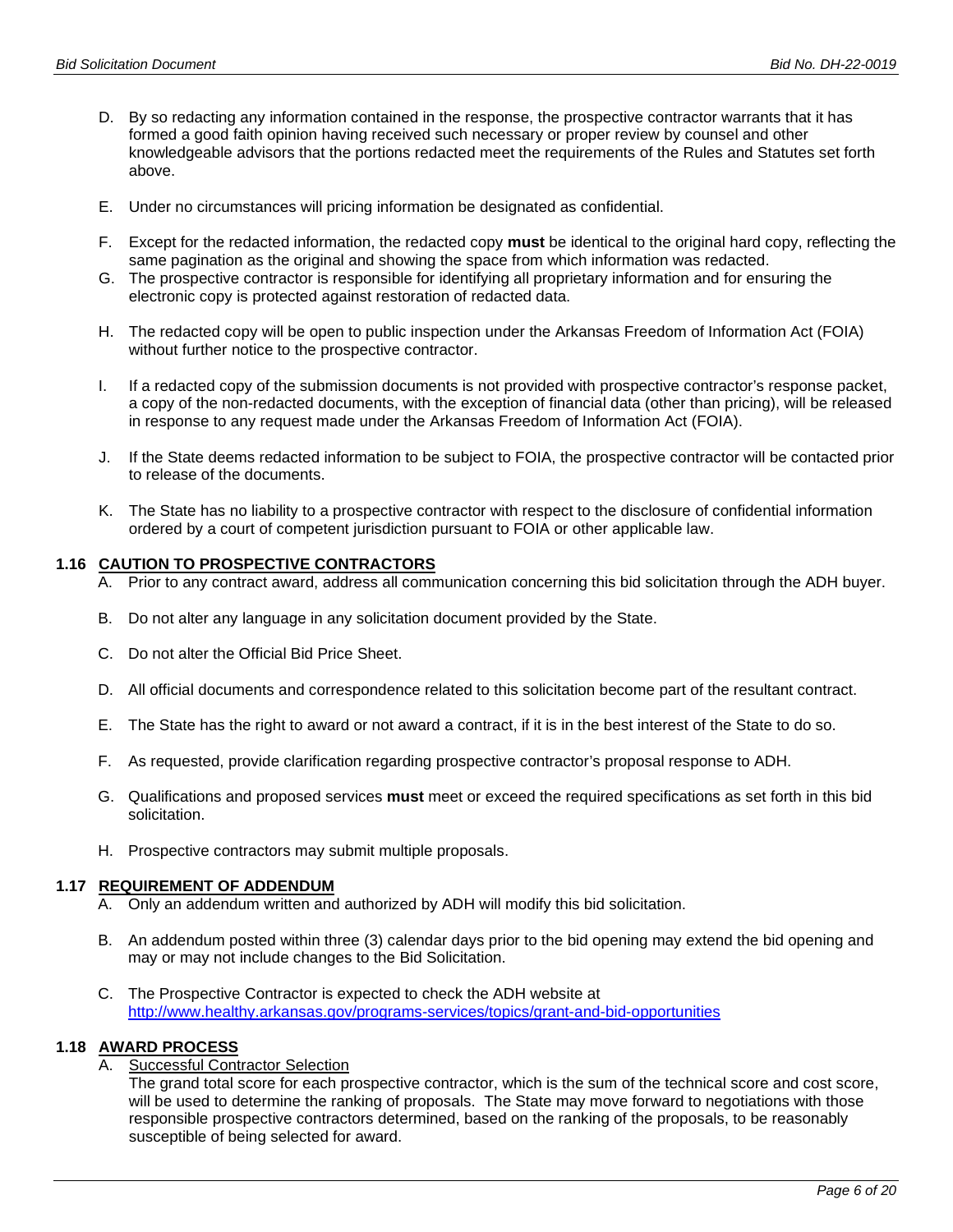D. By so redacting any information contained in the response, the prospective contractor warrants that it has formed a good faith opinion having received such necessary or proper review by counsel and other knowledgeable advisors that the portions redacted meet the requirements of the Rules and Statutes set forth above.

E. Under no circumstances will pricing information be designated as confidential.

F. Except for the redacted information, the redacted copy **must** be identical to the original hard copy, reflecting the same pagination as the original and showing the space from which information was redacted.

G. The prospective contractor is responsible for identifying all proprietary information and for ensuring the electronic copy is protected against restoration of redacted data.

H. The redacted copy will be open to public inspection under the Arkansas Freedom of Information Act (FOIA) without further notice to the prospective contractor.

I. If a redacted copy of the submission documents is not provided with prospective contractor's response packet, a copy of the non-redacted documents, with the exception of financial data (other than pricing), will be released in response to any request made under the Arkansas Freedom of Information Act (FOIA).

J. If the State deems redacted information to be subject to FOIA, the prospective contractor will be contacted prior to release of the documents.

K. The State has no liability to a prospective contractor with respect to the disclosure of confidential information ordered by a court of competent jurisdiction pursuant to FOIA or other applicable law.

### 1.16 CAUTION TO PROSPECTIVE CONTRACTORS

A. Prior to any contract award, address all communication concerning this bid solicitation through the ADH buyer.

B. Do not alter any language in any solicitation document provided by the State.

C. Do not alter the Official Bid Price Sheet.

D. All official documents and correspondence related to this solicitation become part of the resultant contract.

E. The State has the right to award or not award a contract, if it is in the best interest of the State to do so.

F. As requested, provide clarification regarding prospective contractor's proposal response to ADH.

G. Qualifications and proposed services **must** meet or exceed the required specifications as set forth in this bid solicitation.

H. Prospective contractors may submit multiple proposals.

### 1.17 REQUIREMENT OF ADDENDUM

A. Only an addendum written and authorized by ADH will modify this bid solicitation.

B. An addendum posted within three (3) calendar days prior to the bid opening may extend the bid opening and may or may not include changes to the Bid Solicitation.

C. The Prospective Contractor is expected to check the ADH website at [http://www.healthy.arkansas.gov/programs-services/topics/grant-and-bid-opportunities](http://www.healthy.arkansas.gov/programs-services/topics/grant-and-bid-opportunities)

### 1.18 AWARD PROCESS

A. Successful Contractor Selection

The grand total score for each prospective contractor, which is the sum of the technical score and cost score, will be used to determine the ranking of proposals. The State may move forward to negotiations with those responsible prospective contractors determined, based on the ranking of the proposals, to be reasonably susceptible of being selected for award.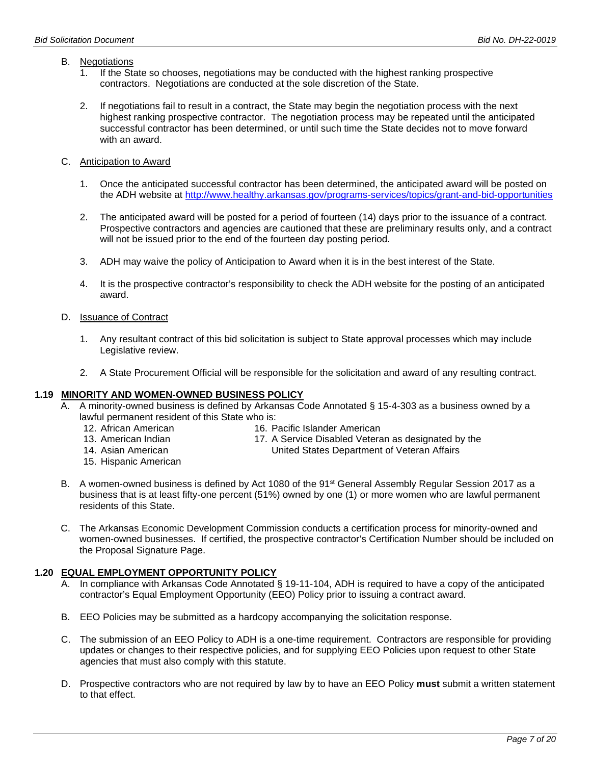B. Negotiations

1. If the State so chooses, negotiations may be conducted with the highest ranking prospective contractors. Negotiations are conducted at the sole discretion of the State.

2. If negotiations fail to result in a contract, the State may begin the negotiation process with the next highest ranking prospective contractor. The negotiation process may be repeated until the anticipated successful contractor has been determined, or until such time the State decides not to move forward with an award.

C. Anticipation to Award

1. Once the anticipated successful contractor has been determined, the anticipated award will be posted on the ADH website at http://www.healthy.arkansas.gov/programs-services/topics/grant-and-bid-opportunities

2. The anticipated award will be posted for a period of fourteen (14) days prior to the issuance of a contract. Prospective contractors and agencies are cautioned that these are preliminary results only, and a contract will not be issued prior to the end of the fourteen day posting period.

3. ADH may waive the policy of Anticipation to Award when it is in the best interest of the State.

4. It is the prospective contractor's responsibility to check the ADH website for the posting of an anticipated award.

D. Issuance of Contract

1. Any resultant contract of this bid solicitation is subject to State approval processes which may include Legislative review.

2. A State Procurement Official will be responsible for the solicitation and award of any resulting contract.

## 1.19 MINORITY AND WOMEN-OWNED BUSINESS POLICY

A. A minority-owned business is defined by Arkansas Code Annotated § 15-4-303 as a business owned by a lawful permanent resident of this State who is:

12. African American
13. American Indian
14. Asian American
15. Hispanic American
16. Pacific Islander American
17. A Service Disabled Veteran as designated by the United States Department of Veteran Affairs

B. A women-owned business is defined by Act 1080 of the 91st General Assembly Regular Session 2017 as a business that is at least fifty-one percent (51%) owned by one (1) or more women who are lawful permanent residents of this State.

C. The Arkansas Economic Development Commission conducts a certification process for minority-owned and women-owned businesses. If certified, the prospective contractor's Certification Number should be included on the Proposal Signature Page.

## 1.20 EQUAL EMPLOYMENT OPPORTUNITY POLICY

A. In compliance with Arkansas Code Annotated § 19-11-104, ADH is required to have a copy of the anticipated contractor's Equal Employment Opportunity (EEO) Policy prior to issuing a contract award.

B. EEO Policies may be submitted as a hardcopy accompanying the solicitation response.

C. The submission of an EEO Policy to ADH is a one-time requirement. Contractors are responsible for providing updates or changes to their respective policies, and for supplying EEO Policies upon request to other State agencies that must also comply with this statute.

D. Prospective contractors who are not required by law by to have an EEO Policy **must** submit a written statement to that effect.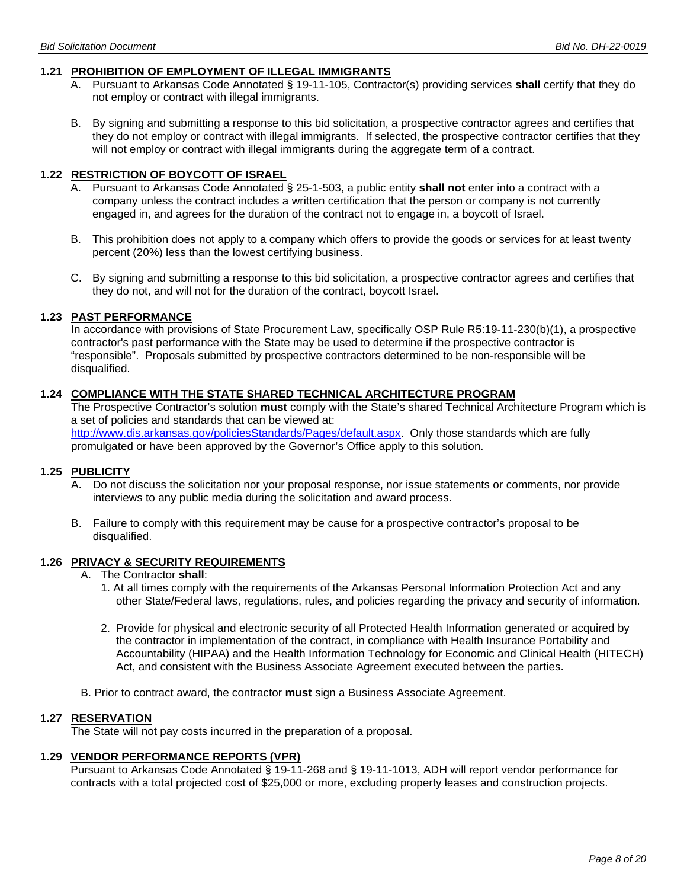### 1.21 PROHIBITION OF EMPLOYMENT OF ILLEGAL IMMIGRANTS

A. Pursuant to Arkansas Code Annotated § 19-11-105, Contractor(s) providing services **shall** certify that they do not employ or contract with illegal immigrants.

B. By signing and submitting a response to this bid solicitation, a prospective contractor agrees and certifies that they do not employ or contract with illegal immigrants. If selected, the prospective contractor certifies that they will not employ or contract with illegal immigrants during the aggregate term of a contract.

### 1.22 RESTRICTION OF BOYCOTT OF ISRAEL

A. Pursuant to Arkansas Code Annotated § 25-1-503, a public entity **shall not** enter into a contract with a company unless the contract includes a written certification that the person or company is not currently engaged in, and agrees for the duration of the contract not to engage in, a boycott of Israel.

B. This prohibition does not apply to a company which offers to provide the goods or services for at least twenty percent (20%) less than the lowest certifying business.

C. By signing and submitting a response to this bid solicitation, a prospective contractor agrees and certifies that they do not, and will not for the duration of the contract, boycott Israel.

### 1.23 PAST PERFORMANCE

In accordance with provisions of State Procurement Law, specifically OSP Rule R5:19-11-230(b)(1), a prospective contractor's past performance with the State may be used to determine if the prospective contractor is "responsible". Proposals submitted by prospective contractors determined to be non-responsible will be disqualified.

### 1.24 COMPLIANCE WITH THE STATE SHARED TECHNICAL ARCHITECTURE PROGRAM

The Prospective Contractor's solution **must** comply with the State's shared Technical Architecture Program which is a set of policies and standards that can be viewed at: http://www.dis.arkansas.gov/policiesStandards/Pages/default.aspx. Only those standards which are fully promulgated or have been approved by the Governor's Office apply to this solution.

### 1.25 PUBLICITY

A. Do not discuss the solicitation nor your proposal response, nor issue statements or comments, nor provide interviews to any public media during the solicitation and award process.

B. Failure to comply with this requirement may be cause for a prospective contractor's proposal to be disqualified.

### 1.26 PRIVACY & SECURITY REQUIREMENTS

A. The Contractor **shall**:

1. At all times comply with the requirements of the Arkansas Personal Information Protection Act and any other State/Federal laws, regulations, rules, and policies regarding the privacy and security of information.

2. Provide for physical and electronic security of all Protected Health Information generated or acquired by the contractor in implementation of the contract, in compliance with Health Insurance Portability and Accountability (HIPAA) and the Health Information Technology for Economic and Clinical Health (HITECH) Act, and consistent with the Business Associate Agreement executed between the parties.

B. Prior to contract award, the contractor **must** sign a Business Associate Agreement.

### 1.27 RESERVATION

The State will not pay costs incurred in the preparation of a proposal.

### 1.29 VENDOR PERFORMANCE REPORTS (VPR)

Pursuant to Arkansas Code Annotated § 19-11-268 and § 19-11-1013, ADH will report vendor performance for contracts with a total projected cost of $25,000 or more, excluding property leases and construction projects.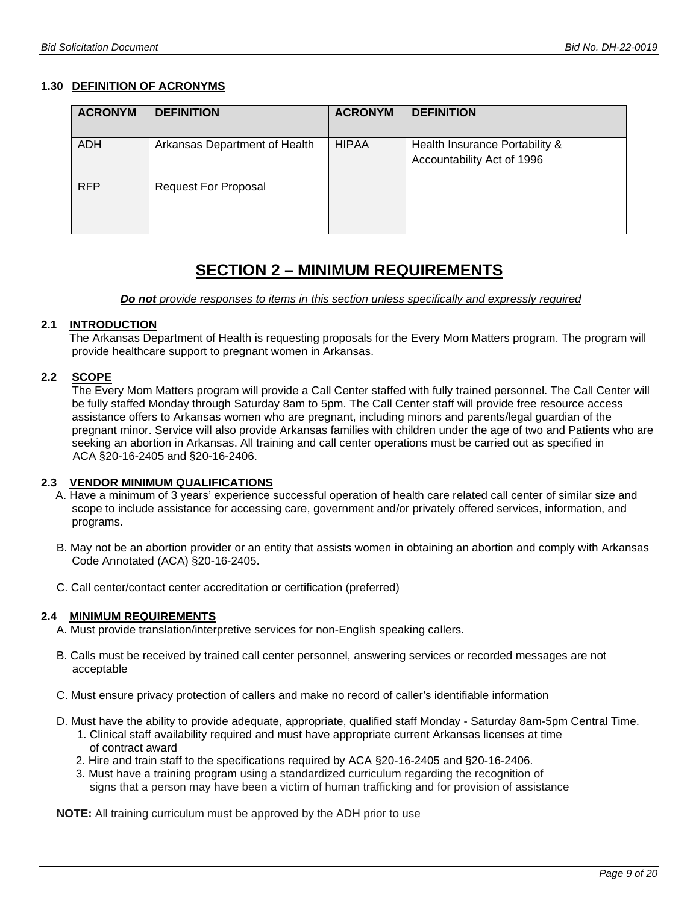### 1.30 DEFINITION OF ACRONYMS

| ACRONYM | DEFINITION | ACRONYM | DEFINITION |
|---|---|---|---|
| ADH | Arkansas Department of Health | HIPAA | Health Insurance Portability & Accountability Act of 1996 |
| RFP | Request For Proposal | | |
| | | | |

# SECTION 2 – MINIMUM REQUIREMENTS

***Do not** provide responses to items in this section unless specifically and expressly required*

### 2.1 INTRODUCTION

The Arkansas Department of Health is requesting proposals for the Every Mom Matters program. The program will provide healthcare support to pregnant women in Arkansas.

### 2.2 SCOPE

The Every Mom Matters program will provide a Call Center staffed with fully trained personnel. The Call Center will be fully staffed Monday through Saturday 8am to 5pm. The Call Center staff will provide free resource access assistance offers to Arkansas women who are pregnant, including minors and parents/legal guardian of the pregnant minor. Service will also provide Arkansas families with children under the age of two and Patients who are seeking an abortion in Arkansas. All training and call center operations must be carried out as specified in ACA §20-16-2405 and §20-16-2406.

### 2.3 VENDOR MINIMUM QUALIFICATIONS

A. Have a minimum of 3 years' experience successful operation of health care related call center of similar size and scope to include assistance for accessing care, government and/or privately offered services, information, and programs.

B. May not be an abortion provider or an entity that assists women in obtaining an abortion and comply with Arkansas Code Annotated (ACA) §20-16-2405.

C. Call center/contact center accreditation or certification (preferred)

### 2.4 MINIMUM REQUIREMENTS

A. Must provide translation/interpretive services for non-English speaking callers.

B. Calls must be received by trained call center personnel, answering services or recorded messages are not acceptable

C. Must ensure privacy protection of callers and make no record of caller's identifiable information

D. Must have the ability to provide adequate, appropriate, qualified staff Monday - Saturday 8am-5pm Central Time.
   1. Clinical staff availability required and must have appropriate current Arkansas licenses at time of contract award
   2. Hire and train staff to the specifications required by ACA §20-16-2405 and §20-16-2406.
   3. Must have a training program using a standardized curriculum regarding the recognition of signs that a person may have been a victim of human trafficking and for provision of assistance

**NOTE:** All training curriculum must be approved by the ADH prior to use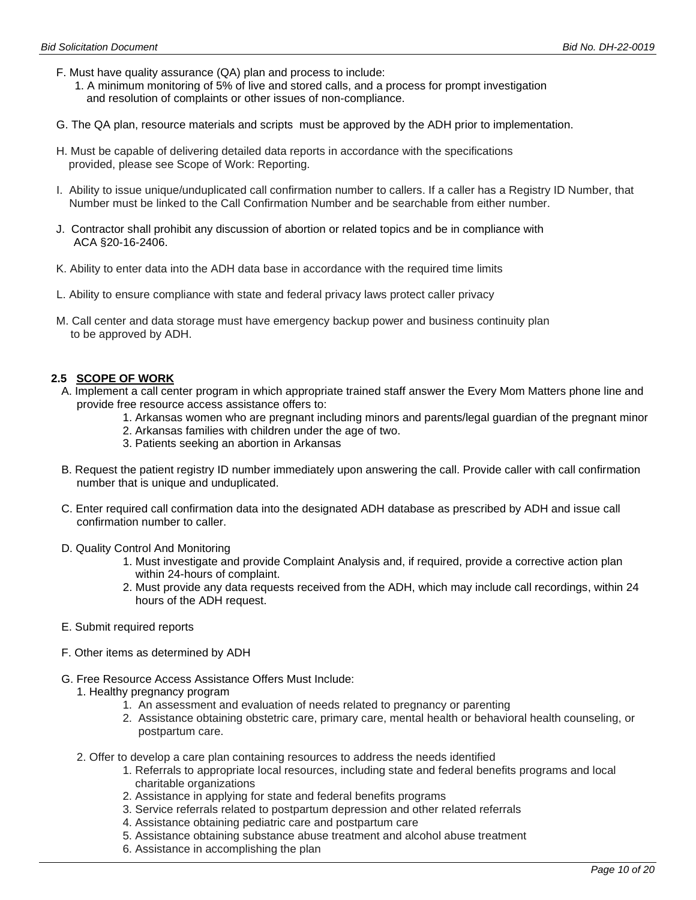F. Must have quality assurance (QA) plan and process to include:
   1. A minimum monitoring of 5% of live and stored calls, and a process for prompt investigation and resolution of complaints or other issues of non-compliance.

G. The QA plan, resource materials and scripts must be approved by the ADH prior to implementation.

H. Must be capable of delivering detailed data reports in accordance with the specifications provided, please see Scope of Work: Reporting.

I. Ability to issue unique/unduplicated call confirmation number to callers. If a caller has a Registry ID Number, that Number must be linked to the Call Confirmation Number and be searchable from either number.

J. Contractor shall prohibit any discussion of abortion or related topics and be in compliance with ACA §20-16-2406.

K. Ability to enter data into the ADH data base in accordance with the required time limits

L. Ability to ensure compliance with state and federal privacy laws protect caller privacy

M. Call center and data storage must have emergency backup power and business continuity plan to be approved by ADH.

## 2.5 SCOPE OF WORK

A. Implement a call center program in which appropriate trained staff answer the Every Mom Matters phone line and provide free resource access assistance offers to:
   1. Arkansas women who are pregnant including minors and parents/legal guardian of the pregnant minor
   2. Arkansas families with children under the age of two.
   3. Patients seeking an abortion in Arkansas

B. Request the patient registry ID number immediately upon answering the call. Provide caller with call confirmation number that is unique and unduplicated.

C. Enter required call confirmation data into the designated ADH database as prescribed by ADH and issue call confirmation number to caller.

D. Quality Control And Monitoring
   1. Must investigate and provide Complaint Analysis and, if required, provide a corrective action plan within 24-hours of complaint.
   2. Must provide any data requests received from the ADH, which may include call recordings, within 24 hours of the ADH request.

E. Submit required reports

F. Other items as determined by ADH

G. Free Resource Access Assistance Offers Must Include:
   1. Healthy pregnancy program
      1. An assessment and evaluation of needs related to pregnancy or parenting
      2. Assistance obtaining obstetric care, primary care, mental health or behavioral health counseling, or postpartum care.

   2. Offer to develop a care plan containing resources to address the needs identified
      1. Referrals to appropriate local resources, including state and federal benefits programs and local charitable organizations
      2. Assistance in applying for state and federal benefits programs
      3. Service referrals related to postpartum depression and other related referrals
      4. Assistance obtaining pediatric care and postpartum care
      5. Assistance obtaining substance abuse treatment and alcohol abuse treatment
      6. Assistance in accomplishing the plan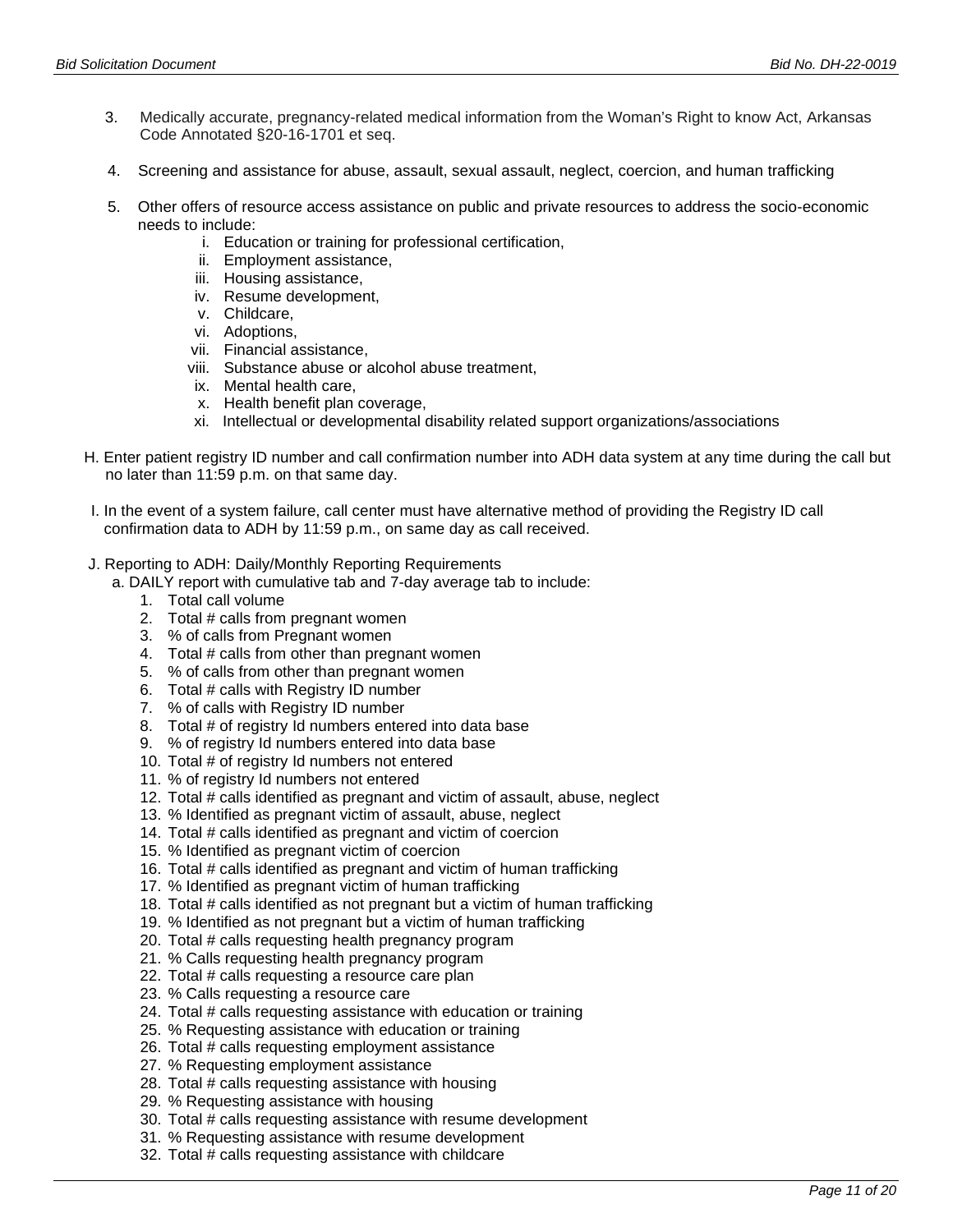3. Medically accurate, pregnancy-related medical information from the Woman's Right to know Act, Arkansas Code Annotated §20-16-1701 et seq.

4. Screening and assistance for abuse, assault, sexual assault, neglect, coercion, and human trafficking

5. Other offers of resource access assistance on public and private resources to address the socio-economic needs to include:
   - i. Education or training for professional certification,
   - ii. Employment assistance,
   - iii. Housing assistance,
   - iv. Resume development,
   - v. Childcare,
   - vi. Adoptions,
   - vii. Financial assistance,
   - viii. Substance abuse or alcohol abuse treatment,
   - ix. Mental health care,
   - x. Health benefit plan coverage,
   - xi. Intellectual or developmental disability related support organizations/associations

H. Enter patient registry ID number and call confirmation number into ADH data system at any time during the call but no later than 11:59 p.m. on that same day.

I. In the event of a system failure, call center must have alternative method of providing the Registry ID call confirmation data to ADH by 11:59 p.m., on same day as call received.

J. Reporting to ADH: Daily/Monthly Reporting Requirements

a. DAILY report with cumulative tab and 7-day average tab to include:

1. Total call volume
2. Total # calls from pregnant women
3. % of calls from Pregnant women
4. Total # calls from other than pregnant women
5. % of calls from other than pregnant women
6. Total # calls with Registry ID number
7. % of calls with Registry ID number
8. Total # of registry Id numbers entered into data base
9. % of registry Id numbers entered into data base
10. Total # of registry Id numbers not entered
11. % of registry Id numbers not entered
12. Total # calls identified as pregnant and victim of assault, abuse, neglect
13. % Identified as pregnant victim of assault, abuse, neglect
14. Total # calls identified as pregnant and victim of coercion
15. % Identified as pregnant victim of coercion
16. Total # calls identified as pregnant and victim of human trafficking
17. % Identified as pregnant victim of human trafficking
18. Total # calls identified as not pregnant but a victim of human trafficking
19. % Identified as not pregnant but a victim of human trafficking
20. Total # calls requesting health pregnancy program
21. % Calls requesting health pregnancy program
22. Total # calls requesting a resource care plan
23. % Calls requesting a resource care
24. Total # calls requesting assistance with education or training
25. % Requesting assistance with education or training
26. Total # calls requesting employment assistance
27. % Requesting employment assistance
28. Total # calls requesting assistance with housing
29. % Requesting assistance with housing
30. Total # calls requesting assistance with resume development
31. % Requesting assistance with resume development
32. Total # calls requesting assistance with childcare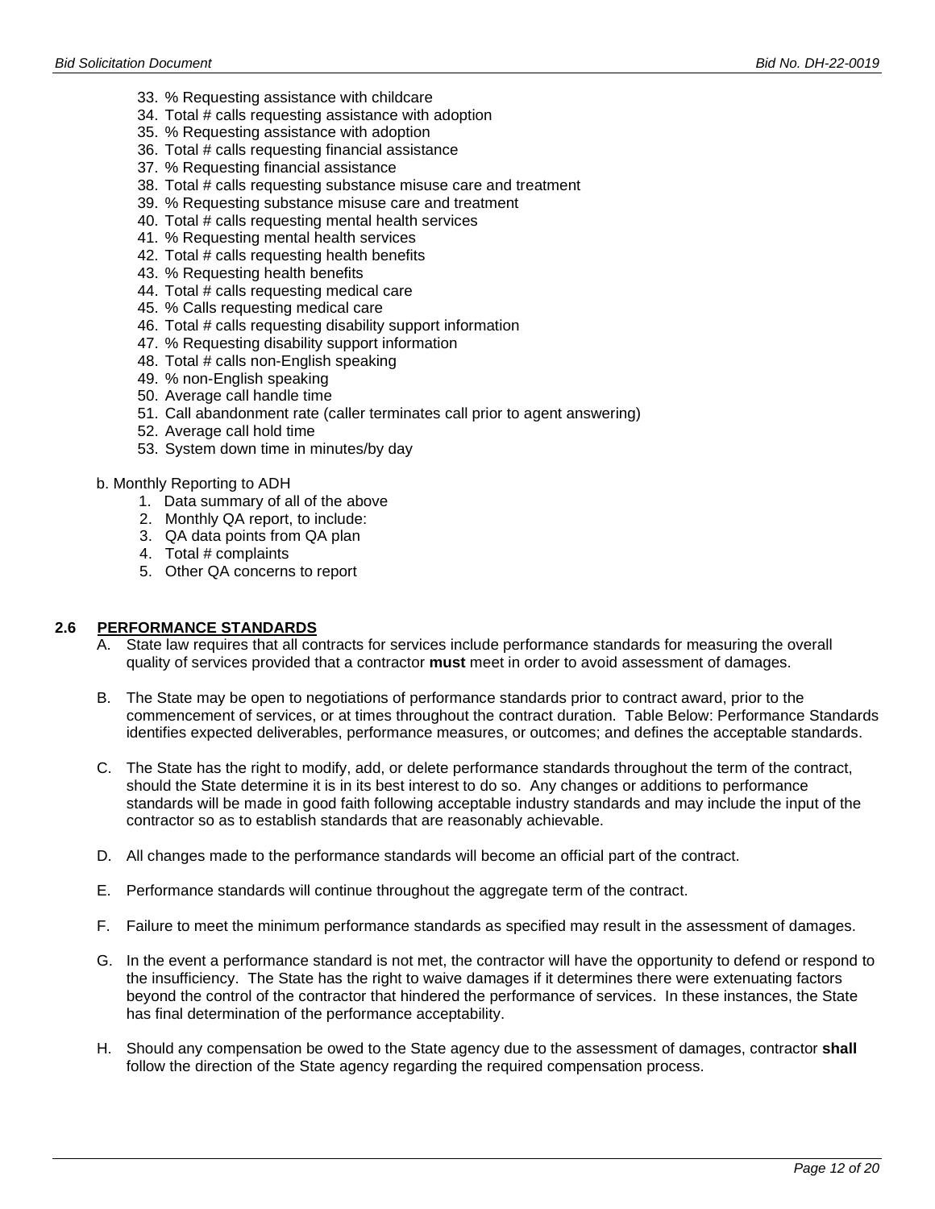33. % Requesting assistance with childcare
34. Total # calls requesting assistance with adoption
35. % Requesting assistance with adoption
36. Total # calls requesting financial assistance
37. % Requesting financial assistance
38. Total # calls requesting substance misuse care and treatment
39. % Requesting substance misuse care and treatment
40. Total # calls requesting mental health services
41. % Requesting mental health services
42. Total # calls requesting health benefits
43. % Requesting health benefits
44. Total # calls requesting medical care
45. % Calls requesting medical care
46. Total # calls requesting disability support information
47. % Requesting disability support information
48. Total # calls non-English speaking
49. % non-English speaking
50. Average call handle time
51. Call abandonment rate (caller terminates call prior to agent answering)
52. Average call hold time
53. System down time in minutes/by day

b. Monthly Reporting to ADH

1. Data summary of all of the above
2. Monthly QA report, to include:
3. QA data points from QA plan
4. Total # complaints
5. Other QA concerns to report

## 2.6 PERFORMANCE STANDARDS

A. State law requires that all contracts for services include performance standards for measuring the overall quality of services provided that a contractor **must** meet in order to avoid assessment of damages.

B. The State may be open to negotiations of performance standards prior to contract award, prior to the commencement of services, or at times throughout the contract duration. Table Below: Performance Standards identifies expected deliverables, performance measures, or outcomes; and defines the acceptable standards.

C. The State has the right to modify, add, or delete performance standards throughout the term of the contract, should the State determine it is in its best interest to do so. Any changes or additions to performance standards will be made in good faith following acceptable industry standards and may include the input of the contractor so as to establish standards that are reasonably achievable.

D. All changes made to the performance standards will become an official part of the contract.

E. Performance standards will continue throughout the aggregate term of the contract.

F. Failure to meet the minimum performance standards as specified may result in the assessment of damages.

G. In the event a performance standard is not met, the contractor will have the opportunity to defend or respond to the insufficiency. The State has the right to waive damages if it determines there were extenuating factors beyond the control of the contractor that hindered the performance of services. In these instances, the State has final determination of the performance acceptability.

H. Should any compensation be owed to the State agency due to the assessment of damages, contractor **shall** follow the direction of the State agency regarding the required compensation process.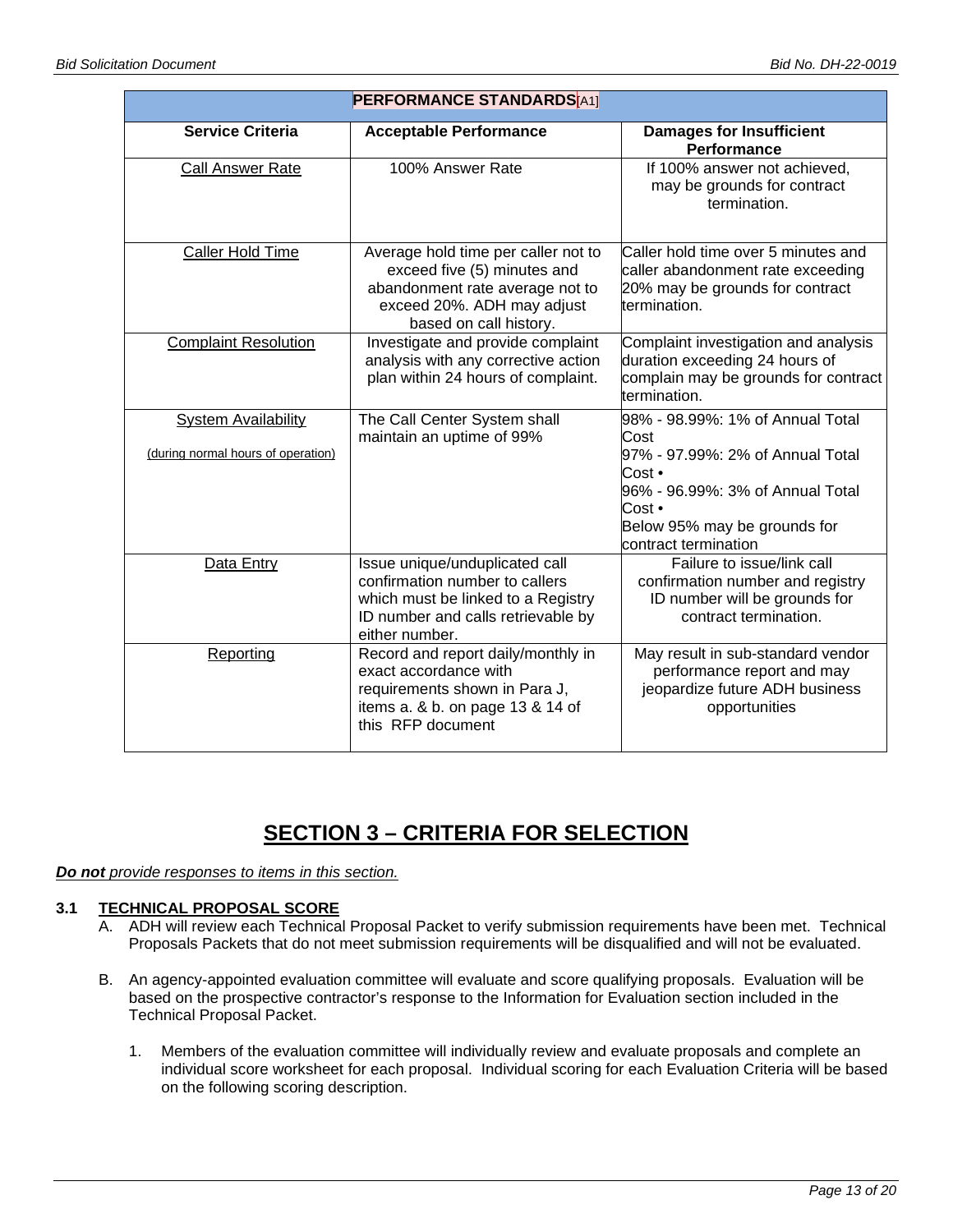| PERFORMANCE STANDARDS[A1] | | |
|---|---|---|
| **Service Criteria** | **Acceptable Performance** | **Damages for Insufficient Performance** |
| Call Answer Rate | 100% Answer Rate | If 100% answer not achieved, may be grounds for contract termination. |
| Caller Hold Time | Average hold time per caller not to exceed five (5) minutes and abandonment rate average not to exceed 20%. ADH may adjust based on call history. | Caller hold time over 5 minutes and caller abandonment rate exceeding 20% may be grounds for contract termination. |
| Complaint Resolution | Investigate and provide complaint analysis with any corrective action plan within 24 hours of complaint. | Complaint investigation and analysis duration exceeding 24 hours of complain may be grounds for contract termination. |
| System Availability (during normal hours of operation) | The Call Center System shall maintain an uptime of 99% | 98% - 98.99%: 1% of Annual Total Cost<br>97% - 97.99%: 2% of Annual Total Cost •<br>96% - 96.99%: 3% of Annual Total Cost •<br>Below 95% may be grounds for contract termination |
| Data Entry | Issue unique/unduplicated call confirmation number to callers which must be linked to a Registry ID number and calls retrievable by either number. | Failure to issue/link call confirmation number and registry ID number will be grounds for contract termination. |
| Reporting | Record and report daily/monthly in exact accordance with requirements shown in Para J, items a. & b. on page 13 & 14 of this RFP document | May result in sub-standard vendor performance report and may jeopardize future ADH business opportunities |

# SECTION 3 – CRITERIA FOR SELECTION

***Do not** provide responses to items in this section.*

### 3.1 TECHNICAL PROPOSAL SCORE

A. ADH will review each Technical Proposal Packet to verify submission requirements have been met. Technical Proposals Packets that do not meet submission requirements will be disqualified and will not be evaluated.

B. An agency-appointed evaluation committee will evaluate and score qualifying proposals. Evaluation will be based on the prospective contractor's response to the Information for Evaluation section included in the Technical Proposal Packet.

1. Members of the evaluation committee will individually review and evaluate proposals and complete an individual score worksheet for each proposal. Individual scoring for each Evaluation Criteria will be based on the following scoring description.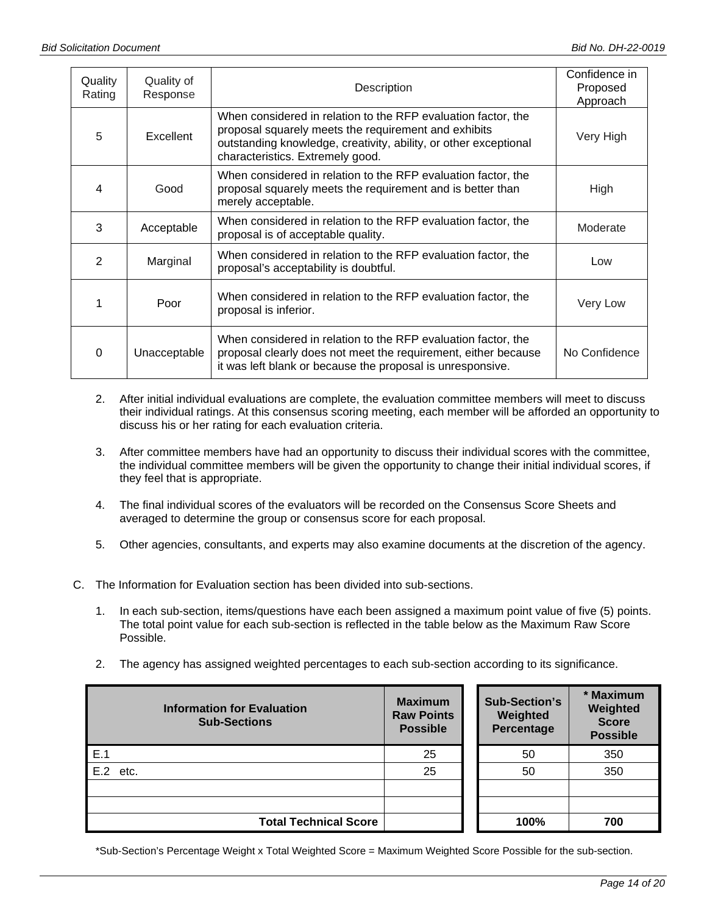| Quality Rating | Quality of Response | Description | Confidence in Proposed Approach |
|---|---|---|---|
| 5 | Excellent | When considered in relation to the RFP evaluation factor, the proposal squarely meets the requirement and exhibits outstanding knowledge, creativity, ability, or other exceptional characteristics. Extremely good. | Very High |
| 4 | Good | When considered in relation to the RFP evaluation factor, the proposal squarely meets the requirement and is better than merely acceptable. | High |
| 3 | Acceptable | When considered in relation to the RFP evaluation factor, the proposal is of acceptable quality. | Moderate |
| 2 | Marginal | When considered in relation to the RFP evaluation factor, the proposal's acceptability is doubtful. | Low |
| 1 | Poor | When considered in relation to the RFP evaluation factor, the proposal is inferior. | Very Low |
| 0 | Unacceptable | When considered in relation to the RFP evaluation factor, the proposal clearly does not meet the requirement, either because it was left blank or because the proposal is unresponsive. | No Confidence |

2. After initial individual evaluations are complete, the evaluation committee members will meet to discuss their individual ratings. At this consensus scoring meeting, each member will be afforded an opportunity to discuss his or her rating for each evaluation criteria.

3. After committee members have had an opportunity to discuss their individual scores with the committee, the individual committee members will be given the opportunity to change their initial individual scores, if they feel that is appropriate.

4. The final individual scores of the evaluators will be recorded on the Consensus Score Sheets and averaged to determine the group or consensus score for each proposal.

5. Other agencies, consultants, and experts may also examine documents at the discretion of the agency.

C. The Information for Evaluation section has been divided into sub-sections.

1. In each sub-section, items/questions have each been assigned a maximum point value of five (5) points. The total point value for each sub-section is reflected in the table below as the Maximum Raw Score Possible.

2. The agency has assigned weighted percentages to each sub-section according to its significance.

| Information for Evaluation Sub-Sections | Maximum Raw Points Possible | Sub-Section's Weighted Percentage | * Maximum Weighted Score Possible |
|---|---|---|---|
| E.1 | 25 | 50 | 350 |
| E.2 etc. | 25 | 50 | 350 |
| | | | |
| | | | |
| **Total Technical Score** | | **100%** | **700** |

*Sub-Section's Percentage Weight x Total Weighted Score = Maximum Weighted Score Possible for the sub-section.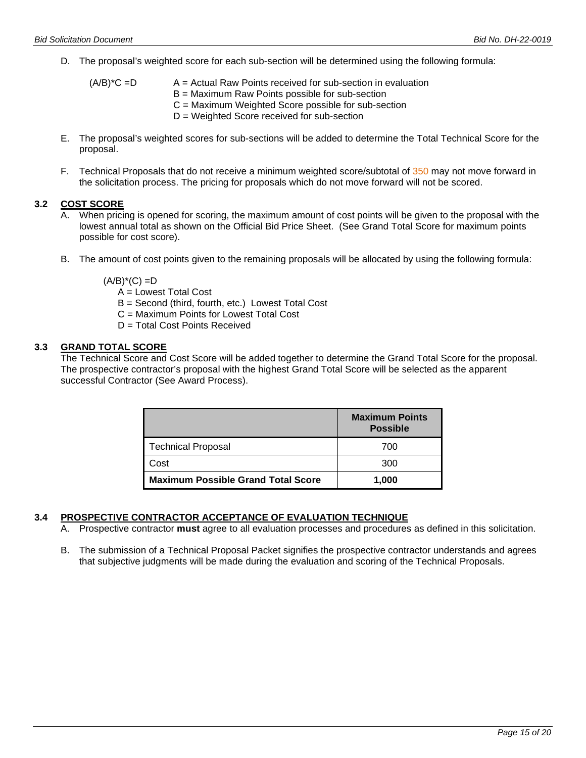D. The proposal's weighted score for each sub-section will be determined using the following formula:

$(A/B)*C = D$

- A = Actual Raw Points received for sub-section in evaluation
- B = Maximum Raw Points possible for sub-section
- C = Maximum Weighted Score possible for sub-section
- D = Weighted Score received for sub-section

E. The proposal's weighted scores for sub-sections will be added to determine the Total Technical Score for the proposal.

F. Technical Proposals that do not receive a minimum weighted score/subtotal of 350 may not move forward in the solicitation process. The pricing for proposals which do not move forward will not be scored.

### 3.2 COST SCORE

A. When pricing is opened for scoring, the maximum amount of cost points will be given to the proposal with the lowest annual total as shown on the Official Bid Price Sheet. (See Grand Total Score for maximum points possible for cost score).

B. The amount of cost points given to the remaining proposals will be allocated by using the following formula:

$(A/B)*(C) = D$

- A = Lowest Total Cost
- B = Second (third, fourth, etc.) Lowest Total Cost
- C = Maximum Points for Lowest Total Cost
- D = Total Cost Points Received

### 3.3 GRAND TOTAL SCORE

The Technical Score and Cost Score will be added together to determine the Grand Total Score for the proposal. The prospective contractor's proposal with the highest Grand Total Score will be selected as the apparent successful Contractor (See Award Process).

| | Maximum Points Possible |
|---|---|
| Technical Proposal | 700 |
| Cost | 300 |
| **Maximum Possible Grand Total Score** | **1,000** |

### 3.4 PROSPECTIVE CONTRACTOR ACCEPTANCE OF EVALUATION TECHNIQUE

A. Prospective contractor **must** agree to all evaluation processes and procedures as defined in this solicitation.

B. The submission of a Technical Proposal Packet signifies the prospective contractor understands and agrees that subjective judgments will be made during the evaluation and scoring of the Technical Proposals.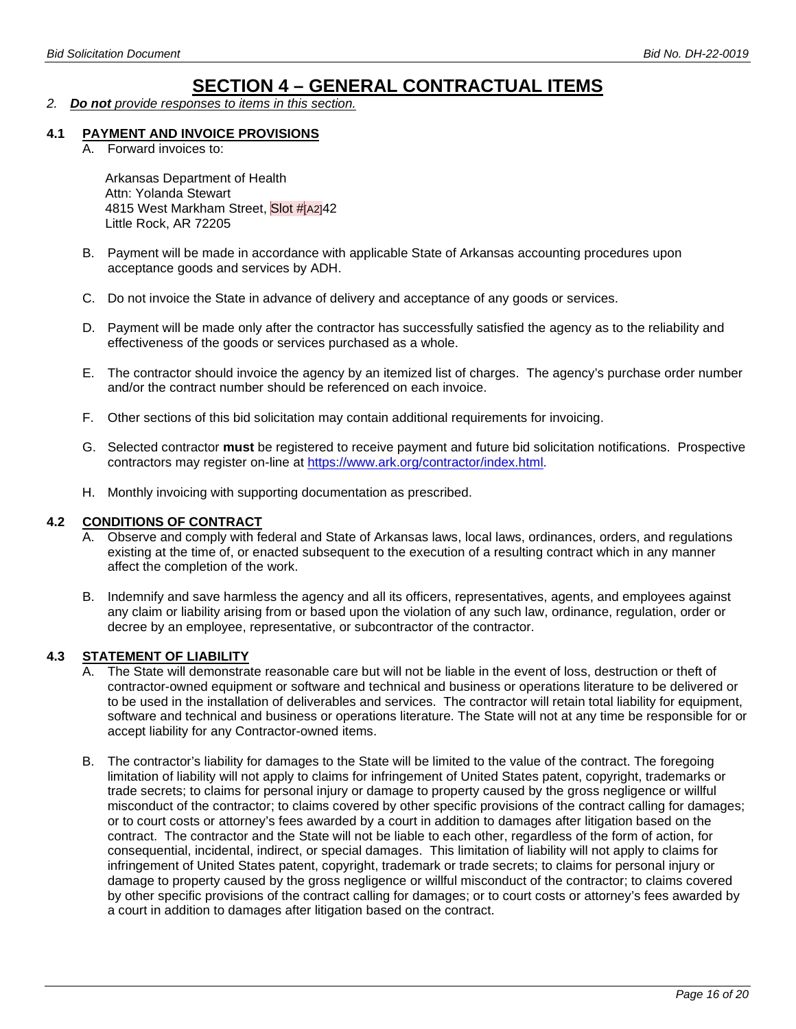# SECTION 4 – GENERAL CONTRACTUAL ITEMS

*2. **Do not** provide responses to items in this section.*

## 4.1 PAYMENT AND INVOICE PROVISIONS

A. Forward invoices to:

Arkansas Department of Health
Attn: Yolanda Stewart
4815 West Markham Street, Slot #[A2]42
Little Rock, AR 72205

B. Payment will be made in accordance with applicable State of Arkansas accounting procedures upon acceptance goods and services by ADH.

C. Do not invoice the State in advance of delivery and acceptance of any goods or services.

D. Payment will be made only after the contractor has successfully satisfied the agency as to the reliability and effectiveness of the goods or services purchased as a whole.

E. The contractor should invoice the agency by an itemized list of charges. The agency's purchase order number and/or the contract number should be referenced on each invoice.

F. Other sections of this bid solicitation may contain additional requirements for invoicing.

G. Selected contractor **must** be registered to receive payment and future bid solicitation notifications. Prospective contractors may register on-line at https://www.ark.org/contractor/index.html.

H. Monthly invoicing with supporting documentation as prescribed.

## 4.2 CONDITIONS OF CONTRACT

A. Observe and comply with federal and State of Arkansas laws, local laws, ordinances, orders, and regulations existing at the time of, or enacted subsequent to the execution of a resulting contract which in any manner affect the completion of the work.

B. Indemnify and save harmless the agency and all its officers, representatives, agents, and employees against any claim or liability arising from or based upon the violation of any such law, ordinance, regulation, order or decree by an employee, representative, or subcontractor of the contractor.

## 4.3 STATEMENT OF LIABILITY

A. The State will demonstrate reasonable care but will not be liable in the event of loss, destruction or theft of contractor-owned equipment or software and technical and business or operations literature to be delivered or to be used in the installation of deliverables and services. The contractor will retain total liability for equipment, software and technical and business or operations literature. The State will not at any time be responsible for or accept liability for any Contractor-owned items.

B. The contractor's liability for damages to the State will be limited to the value of the contract. The foregoing limitation of liability will not apply to claims for infringement of United States patent, copyright, trademarks or trade secrets; to claims for personal injury or damage to property caused by the gross negligence or willful misconduct of the contractor; to claims covered by other specific provisions of the contract calling for damages; or to court costs or attorney's fees awarded by a court in addition to damages after litigation based on the contract. The contractor and the State will not be liable to each other, regardless of the form of action, for consequential, incidental, indirect, or special damages. This limitation of liability will not apply to claims for infringement of United States patent, copyright, trademark or trade secrets; to claims for personal injury or damage to property caused by the gross negligence or willful misconduct of the contractor; to claims covered by other specific provisions of the contract calling for damages; or to court costs or attorney's fees awarded by a court in addition to damages after litigation based on the contract.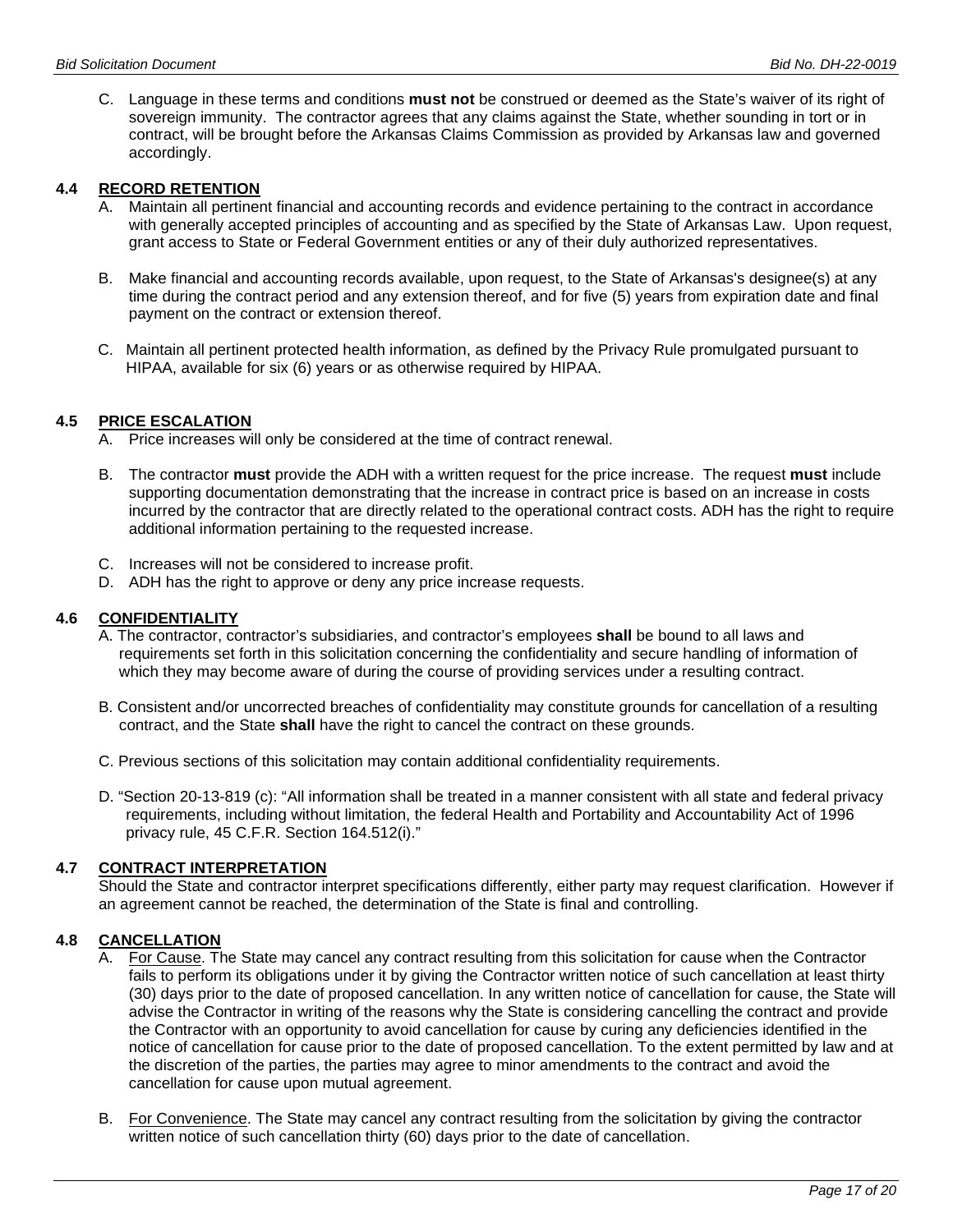C. Language in these terms and conditions **must not** be construed or deemed as the State's waiver of its right of sovereign immunity. The contractor agrees that any claims against the State, whether sounding in tort or in contract, will be brought before the Arkansas Claims Commission as provided by Arkansas law and governed accordingly.

### 4.4 RECORD RETENTION

A. Maintain all pertinent financial and accounting records and evidence pertaining to the contract in accordance with generally accepted principles of accounting and as specified by the State of Arkansas Law. Upon request, grant access to State or Federal Government entities or any of their duly authorized representatives.

B. Make financial and accounting records available, upon request, to the State of Arkansas's designee(s) at any time during the contract period and any extension thereof, and for five (5) years from expiration date and final payment on the contract or extension thereof.

C. Maintain all pertinent protected health information, as defined by the Privacy Rule promulgated pursuant to HIPAA, available for six (6) years or as otherwise required by HIPAA.

### 4.5 PRICE ESCALATION

A. Price increases will only be considered at the time of contract renewal.

B. The contractor **must** provide the ADH with a written request for the price increase. The request **must** include supporting documentation demonstrating that the increase in contract price is based on an increase in costs incurred by the contractor that are directly related to the operational contract costs. ADH has the right to require additional information pertaining to the requested increase.

C. Increases will not be considered to increase profit.

D. ADH has the right to approve or deny any price increase requests.

### 4.6 CONFIDENTIALITY

A. The contractor, contractor's subsidiaries, and contractor's employees **shall** be bound to all laws and requirements set forth in this solicitation concerning the confidentiality and secure handling of information of which they may become aware of during the course of providing services under a resulting contract.

B. Consistent and/or uncorrected breaches of confidentiality may constitute grounds for cancellation of a resulting contract, and the State **shall** have the right to cancel the contract on these grounds.

C. Previous sections of this solicitation may contain additional confidentiality requirements.

D. "Section 20-13-819 (c): "All information shall be treated in a manner consistent with all state and federal privacy requirements, including without limitation, the federal Health and Portability and Accountability Act of 1996 privacy rule, 45 C.F.R. Section 164.512(i)."

### 4.7 CONTRACT INTERPRETATION

Should the State and contractor interpret specifications differently, either party may request clarification. However if an agreement cannot be reached, the determination of the State is final and controlling.

### 4.8 CANCELLATION

A. For Cause. The State may cancel any contract resulting from this solicitation for cause when the Contractor fails to perform its obligations under it by giving the Contractor written notice of such cancellation at least thirty (30) days prior to the date of proposed cancellation. In any written notice of cancellation for cause, the State will advise the Contractor in writing of the reasons why the State is considering cancelling the contract and provide the Contractor with an opportunity to avoid cancellation for cause by curing any deficiencies identified in the notice of cancellation for cause prior to the date of proposed cancellation. To the extent permitted by law and at the discretion of the parties, the parties may agree to minor amendments to the contract and avoid the cancellation for cause upon mutual agreement.

B. For Convenience. The State may cancel any contract resulting from the solicitation by giving the contractor written notice of such cancellation thirty (60) days prior to the date of cancellation.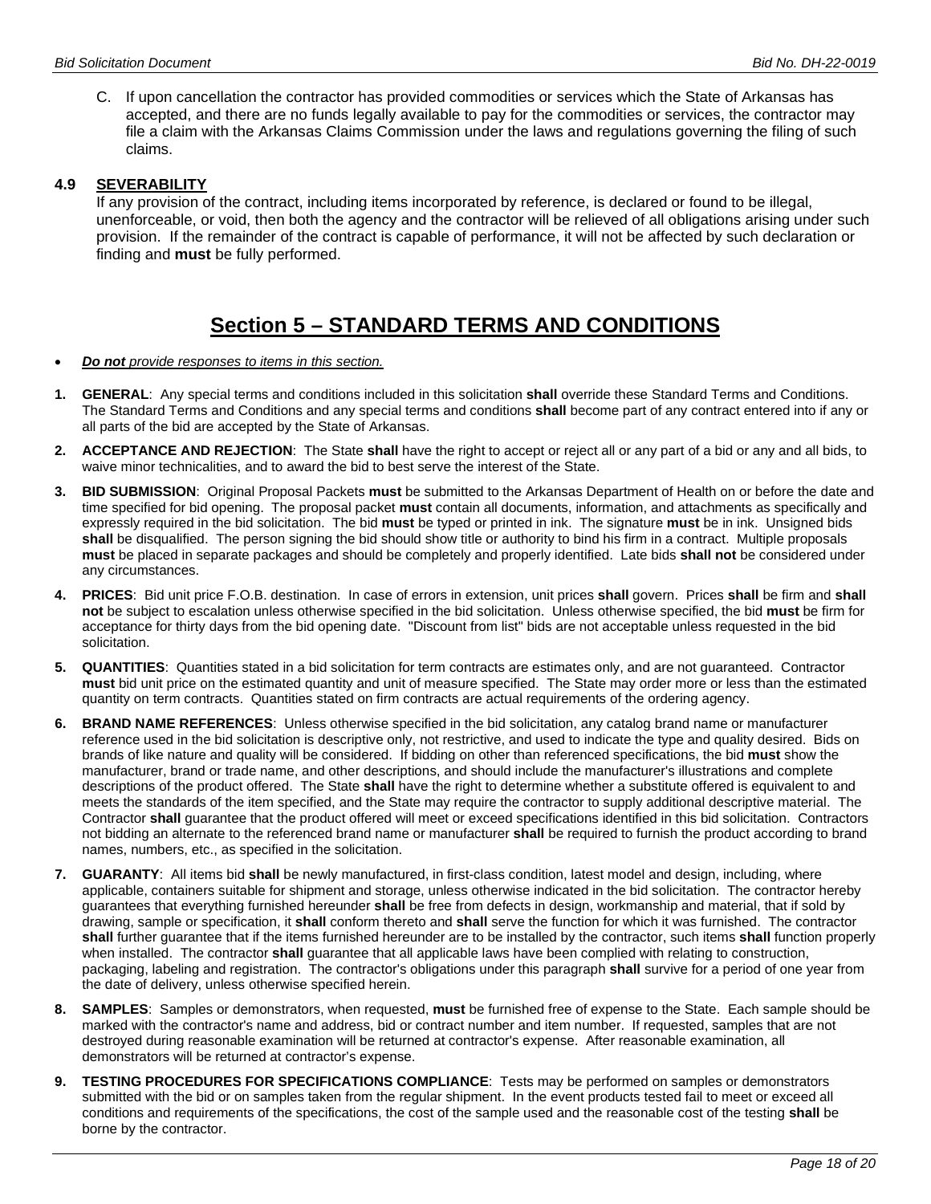C. If upon cancellation the contractor has provided commodities or services which the State of Arkansas has accepted, and there are no funds legally available to pay for the commodities or services, the contractor may file a claim with the Arkansas Claims Commission under the laws and regulations governing the filing of such claims.

**4.9 SEVERABILITY**

If any provision of the contract, including items incorporated by reference, is declared or found to be illegal, unenforceable, or void, then both the agency and the contractor will be relieved of all obligations arising under such provision. If the remainder of the contract is capable of performance, it will not be affected by such declaration or finding and **must** be fully performed.

# Section 5 – STANDARD TERMS AND CONDITIONS

- ***Do not** provide responses to items in this section.*

**1. GENERAL**: Any special terms and conditions included in this solicitation **shall** override these Standard Terms and Conditions. The Standard Terms and Conditions and any special terms and conditions **shall** become part of any contract entered into if any or all parts of the bid are accepted by the State of Arkansas.

**2. ACCEPTANCE AND REJECTION**: The State **shall** have the right to accept or reject all or any part of a bid or any and all bids, to waive minor technicalities, and to award the bid to best serve the interest of the State.

**3. BID SUBMISSION**: Original Proposal Packets **must** be submitted to the Arkansas Department of Health on or before the date and time specified for bid opening. The proposal packet **must** contain all documents, information, and attachments as specifically and expressly required in the bid solicitation. The bid **must** be typed or printed in ink. The signature **must** be in ink. Unsigned bids **shall** be disqualified. The person signing the bid should show title or authority to bind his firm in a contract. Multiple proposals **must** be placed in separate packages and should be completely and properly identified. Late bids **shall not** be considered under any circumstances.

**4. PRICES**: Bid unit price F.O.B. destination. In case of errors in extension, unit prices **shall** govern. Prices **shall** be firm and **shall not** be subject to escalation unless otherwise specified in the bid solicitation. Unless otherwise specified, the bid **must** be firm for acceptance for thirty days from the bid opening date. "Discount from list" bids are not acceptable unless requested in the bid solicitation.

**5. QUANTITIES**: Quantities stated in a bid solicitation for term contracts are estimates only, and are not guaranteed. Contractor **must** bid unit price on the estimated quantity and unit of measure specified. The State may order more or less than the estimated quantity on term contracts. Quantities stated on firm contracts are actual requirements of the ordering agency.

**6. BRAND NAME REFERENCES**: Unless otherwise specified in the bid solicitation, any catalog brand name or manufacturer reference used in the bid solicitation is descriptive only, not restrictive, and used to indicate the type and quality desired. Bids on brands of like nature and quality will be considered. If bidding on other than referenced specifications, the bid **must** show the manufacturer, brand or trade name, and other descriptions, and should include the manufacturer's illustrations and complete descriptions of the product offered. The State **shall** have the right to determine whether a substitute offered is equivalent to and meets the standards of the item specified, and the State may require the contractor to supply additional descriptive material. The Contractor **shall** guarantee that the product offered will meet or exceed specifications identified in this bid solicitation. Contractors not bidding an alternate to the referenced brand name or manufacturer **shall** be required to furnish the product according to brand names, numbers, etc., as specified in the solicitation.

**7. GUARANTY**: All items bid **shall** be newly manufactured, in first-class condition, latest model and design, including, where applicable, containers suitable for shipment and storage, unless otherwise indicated in the bid solicitation. The contractor hereby guarantees that everything furnished hereunder **shall** be free from defects in design, workmanship and material, that if sold by drawing, sample or specification, it **shall** conform thereto and **shall** serve the function for which it was furnished. The contractor **shall** further guarantee that if the items furnished hereunder are to be installed by the contractor, such items **shall** function properly when installed. The contractor **shall** guarantee that all applicable laws have been complied with relating to construction, packaging, labeling and registration. The contractor's obligations under this paragraph **shall** survive for a period of one year from the date of delivery, unless otherwise specified herein.

**8. SAMPLES**: Samples or demonstrators, when requested, **must** be furnished free of expense to the State. Each sample should be marked with the contractor's name and address, bid or contract number and item number. If requested, samples that are not destroyed during reasonable examination will be returned at contractor's expense. After reasonable examination, all demonstrators will be returned at contractor's expense.

**9. TESTING PROCEDURES FOR SPECIFICATIONS COMPLIANCE**: Tests may be performed on samples or demonstrators submitted with the bid or on samples taken from the regular shipment. In the event products tested fail to meet or exceed all conditions and requirements of the specifications, the cost of the sample used and the reasonable cost of the testing **shall** be borne by the contractor.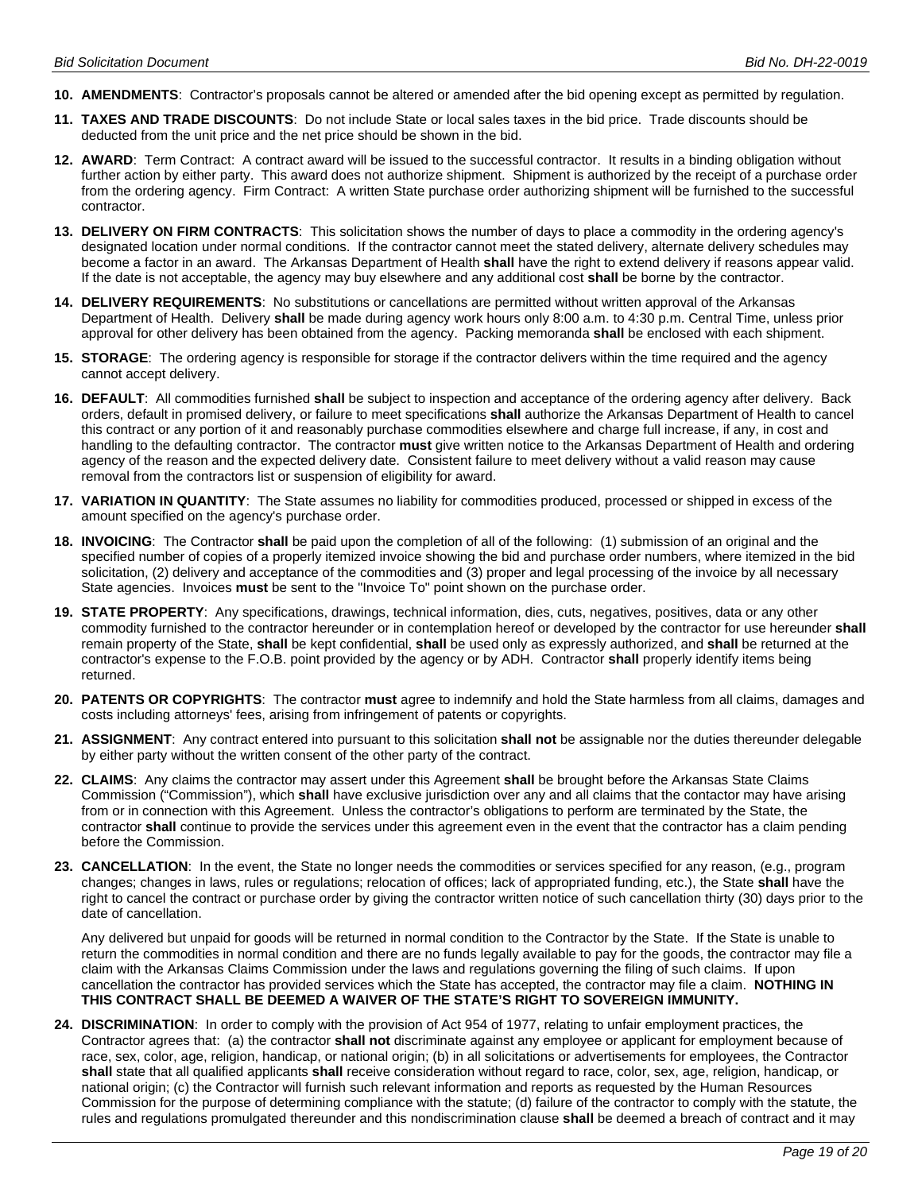10. **AMENDMENTS**: Contractor's proposals cannot be altered or amended after the bid opening except as permitted by regulation.

11. **TAXES AND TRADE DISCOUNTS**: Do not include State or local sales taxes in the bid price. Trade discounts should be deducted from the unit price and the net price should be shown in the bid.

12. **AWARD**: Term Contract: A contract award will be issued to the successful contractor. It results in a binding obligation without further action by either party. This award does not authorize shipment. Shipment is authorized by the receipt of a purchase order from the ordering agency. Firm Contract: A written State purchase order authorizing shipment will be furnished to the successful contractor.

13. **DELIVERY ON FIRM CONTRACTS**: This solicitation shows the number of days to place a commodity in the ordering agency's designated location under normal conditions. If the contractor cannot meet the stated delivery, alternate delivery schedules may become a factor in an award. The Arkansas Department of Health **shall** have the right to extend delivery if reasons appear valid. If the date is not acceptable, the agency may buy elsewhere and any additional cost **shall** be borne by the contractor.

14. **DELIVERY REQUIREMENTS**: No substitutions or cancellations are permitted without written approval of the Arkansas Department of Health. Delivery **shall** be made during agency work hours only 8:00 a.m. to 4:30 p.m. Central Time, unless prior approval for other delivery has been obtained from the agency. Packing memoranda **shall** be enclosed with each shipment.

15. **STORAGE**: The ordering agency is responsible for storage if the contractor delivers within the time required and the agency cannot accept delivery.

16. **DEFAULT**: All commodities furnished **shall** be subject to inspection and acceptance of the ordering agency after delivery. Back orders, default in promised delivery, or failure to meet specifications **shall** authorize the Arkansas Department of Health to cancel this contract or any portion of it and reasonably purchase commodities elsewhere and charge full increase, if any, in cost and handling to the defaulting contractor. The contractor **must** give written notice to the Arkansas Department of Health and ordering agency of the reason and the expected delivery date. Consistent failure to meet delivery without a valid reason may cause removal from the contractors list or suspension of eligibility for award.

17. **VARIATION IN QUANTITY**: The State assumes no liability for commodities produced, processed or shipped in excess of the amount specified on the agency's purchase order.

18. **INVOICING**: The Contractor **shall** be paid upon the completion of all of the following: (1) submission of an original and the specified number of copies of a properly itemized invoice showing the bid and purchase order numbers, where itemized in the bid solicitation, (2) delivery and acceptance of the commodities and (3) proper and legal processing of the invoice by all necessary State agencies. Invoices **must** be sent to the "Invoice To" point shown on the purchase order.

19. **STATE PROPERTY**: Any specifications, drawings, technical information, dies, cuts, negatives, positives, data or any other commodity furnished to the contractor hereunder or in contemplation hereof or developed by the contractor for use hereunder **shall** remain property of the State, **shall** be kept confidential, **shall** be used only as expressly authorized, and **shall** be returned at the contractor's expense to the F.O.B. point provided by the agency or by ADH. Contractor **shall** properly identify items being returned.

20. **PATENTS OR COPYRIGHTS**: The contractor **must** agree to indemnify and hold the State harmless from all claims, damages and costs including attorneys' fees, arising from infringement of patents or copyrights.

21. **ASSIGNMENT**: Any contract entered into pursuant to this solicitation **shall not** be assignable nor the duties thereunder delegable by either party without the written consent of the other party of the contract.

22. **CLAIMS**: Any claims the contractor may assert under this Agreement **shall** be brought before the Arkansas State Claims Commission ("Commission"), which **shall** have exclusive jurisdiction over any and all claims that the contactor may have arising from or in connection with this Agreement. Unless the contractor's obligations to perform are terminated by the State, the contractor **shall** continue to provide the services under this agreement even in the event that the contractor has a claim pending before the Commission.

23. **CANCELLATION**: In the event, the State no longer needs the commodities or services specified for any reason, (e.g., program changes; changes in laws, rules or regulations; relocation of offices; lack of appropriated funding, etc.), the State **shall** have the right to cancel the contract or purchase order by giving the contractor written notice of such cancellation thirty (30) days prior to the date of cancellation.

    Any delivered but unpaid for goods will be returned in normal condition to the Contractor by the State. If the State is unable to return the commodities in normal condition and there are no funds legally available to pay for the goods, the contractor may file a claim with the Arkansas Claims Commission under the laws and regulations governing the filing of such claims. If upon cancellation the contractor has provided services which the State has accepted, the contractor may file a claim. **NOTHING IN THIS CONTRACT SHALL BE DEEMED A WAIVER OF THE STATE'S RIGHT TO SOVEREIGN IMMUNITY.**

24. **DISCRIMINATION**: In order to comply with the provision of Act 954 of 1977, relating to unfair employment practices, the Contractor agrees that: (a) the contractor **shall not** discriminate against any employee or applicant for employment because of race, sex, color, age, religion, handicap, or national origin; (b) in all solicitations or advertisements for employees, the Contractor **shall** state that all qualified applicants **shall** receive consideration without regard to race, color, sex, age, religion, handicap, or national origin; (c) the Contractor will furnish such relevant information and reports as requested by the Human Resources Commission for the purpose of determining compliance with the statute; (d) failure of the contractor to comply with the statute, the rules and regulations promulgated thereunder and this nondiscrimination clause **shall** be deemed a breach of contract and it may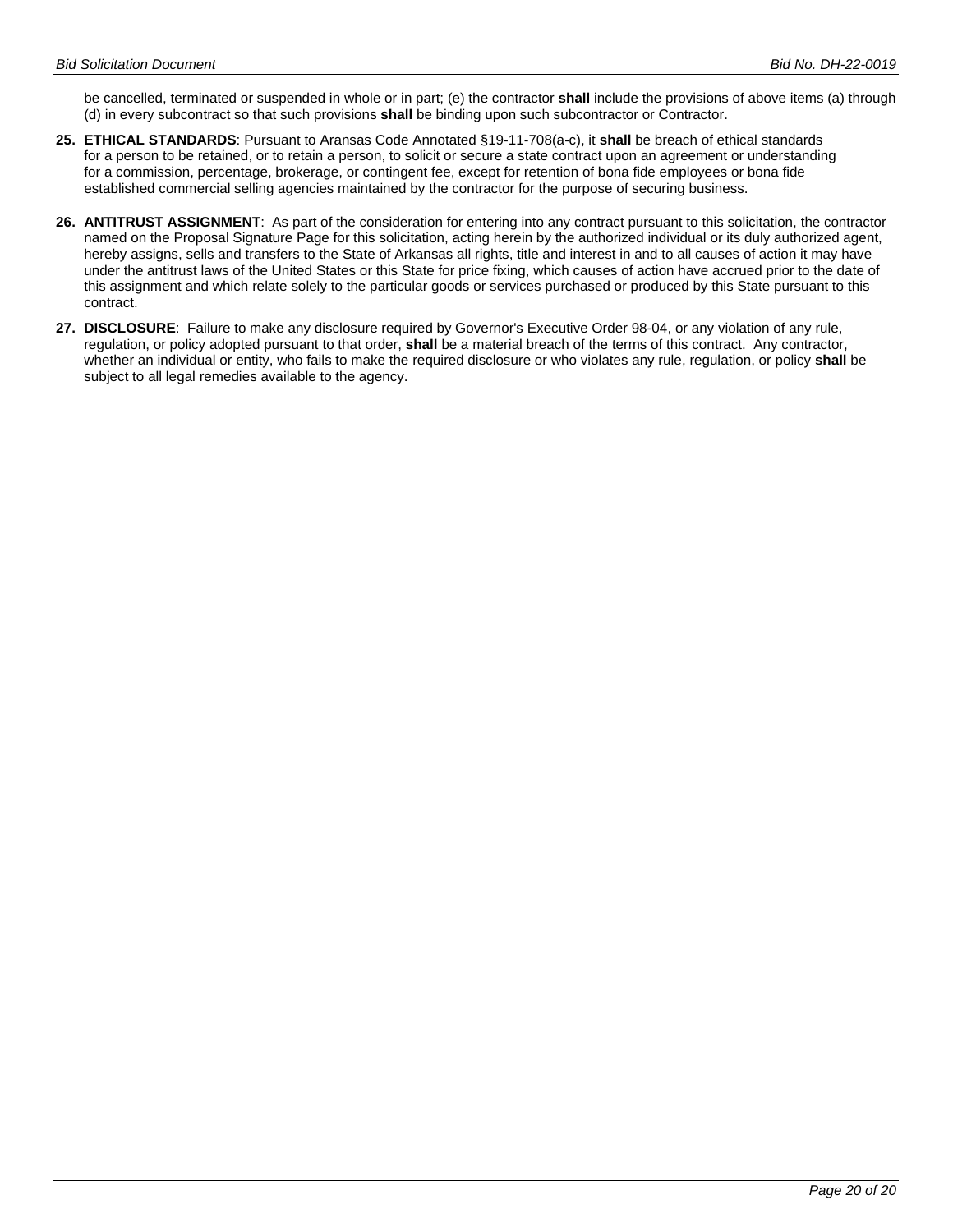be cancelled, terminated or suspended in whole or in part; (e) the contractor **shall** include the provisions of above items (a) through (d) in every subcontract so that such provisions **shall** be binding upon such subcontractor or Contractor.

25. **ETHICAL STANDARDS**: Pursuant to Aransas Code Annotated §19-11-708(a-c), it **shall** be breach of ethical standards for a person to be retained, or to retain a person, to solicit or secure a state contract upon an agreement or understanding for a commission, percentage, brokerage, or contingent fee, except for retention of bona fide employees or bona fide established commercial selling agencies maintained by the contractor for the purpose of securing business.

26. **ANTITRUST ASSIGNMENT**: As part of the consideration for entering into any contract pursuant to this solicitation, the contractor named on the Proposal Signature Page for this solicitation, acting herein by the authorized individual or its duly authorized agent, hereby assigns, sells and transfers to the State of Arkansas all rights, title and interest in and to all causes of action it may have under the antitrust laws of the United States or this State for price fixing, which causes of action have accrued prior to the date of this assignment and which relate solely to the particular goods or services purchased or produced by this State pursuant to this contract.

27. **DISCLOSURE**: Failure to make any disclosure required by Governor's Executive Order 98-04, or any violation of any rule, regulation, or policy adopted pursuant to that order, **shall** be a material breach of the terms of this contract. Any contractor, whether an individual or entity, who fails to make the required disclosure or who violates any rule, regulation, or policy **shall** be subject to all legal remedies available to the agency.